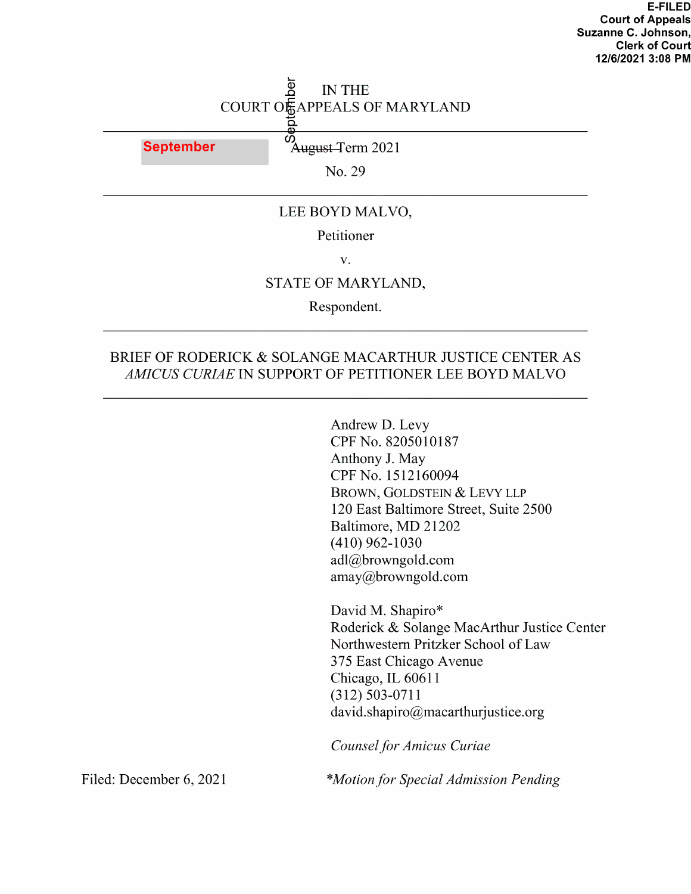E-FILED
Court of Appeals
Suzanne C. Johnson,
Clerk of Court
12/6/2021 3:08 PM

IN THE
COURT OF APPEALS OF MARYLAND

---

September ~~August~~ Term 2021

No. 29

---

LEE BOYD MALVO,

Petitioner

v.

STATE OF MARYLAND,

Respondent.

---

BRIEF OF RODERICK & SOLANGE MACARTHUR JUSTICE CENTER AS *AMICUS CURIAE* IN SUPPORT OF PETITIONER LEE BOYD MALVO

---

Andrew D. Levy
CPF No. 8205010187
Anthony J. May
CPF No. 1512160094
BROWN, GOLDSTEIN & LEVY LLP
120 East Baltimore Street, Suite 2500
Baltimore, MD 21202
(410) 962-1030
adl@browngold.com
amay@browngold.com

David M. Shapiro*
Roderick & Solange MacArthur Justice Center
Northwestern Pritzker School of Law
375 East Chicago Avenue
Chicago, IL 60611
(312) 503-0711
david.shapiro@macarthurjustice.org

*Counsel for Amicus Curiae*

Filed: December 6, 2021

**Motion for Special Admission Pending*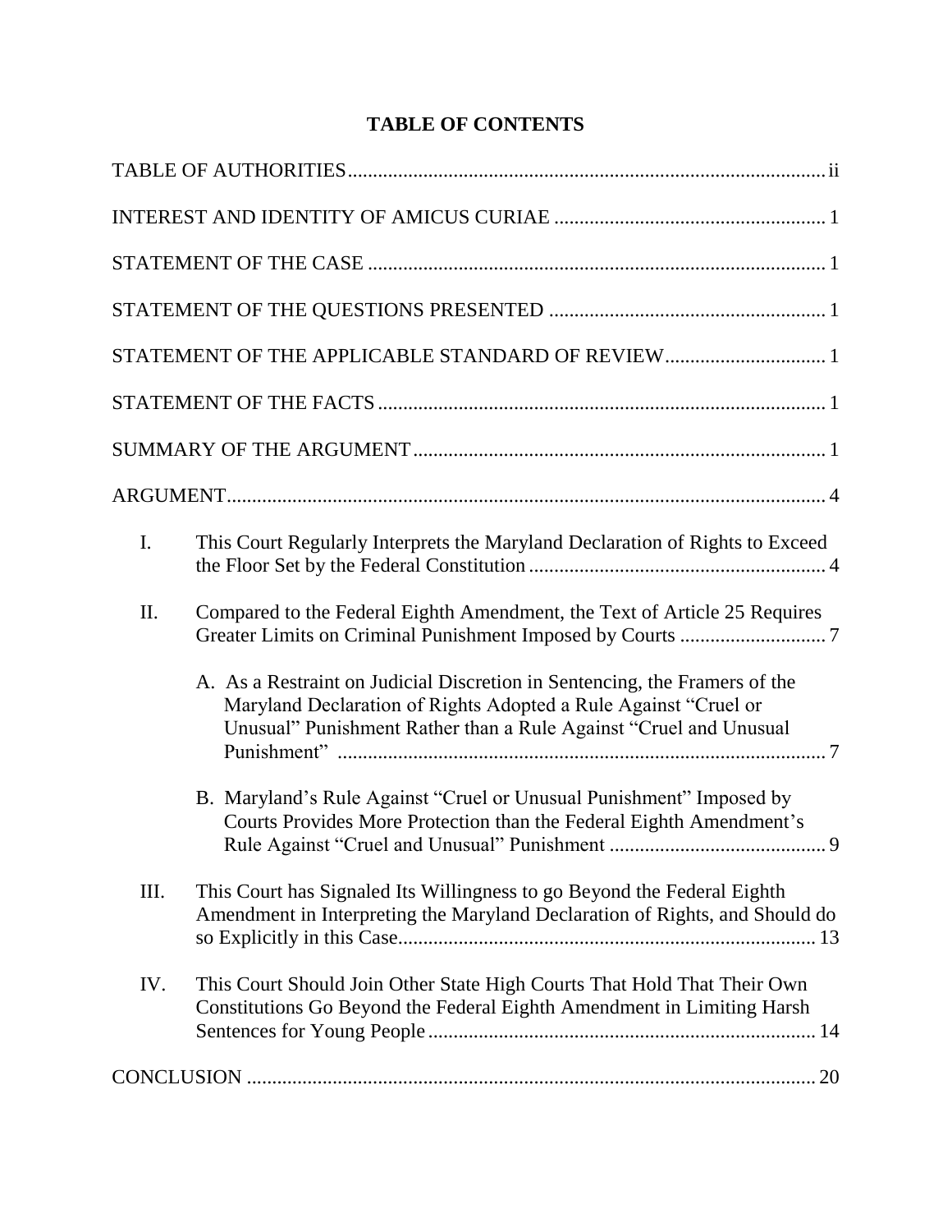# TABLE OF CONTENTS

| | |
|---|---|
| TABLE OF AUTHORITIES | ii |
| INTEREST AND IDENTITY OF AMICUS CURIAE | 1 |
| STATEMENT OF THE CASE | 1 |
| STATEMENT OF THE QUESTIONS PRESENTED | 1 |
| STATEMENT OF THE APPLICABLE STANDARD OF REVIEW | 1 |
| STATEMENT OF THE FACTS | 1 |
| SUMMARY OF THE ARGUMENT | 1 |
| ARGUMENT | 4 |
| I. This Court Regularly Interprets the Maryland Declaration of Rights to Exceed the Floor Set by the Federal Constitution | 4 |
| II. Compared to the Federal Eighth Amendment, the Text of Article 25 Requires Greater Limits on Criminal Punishment Imposed by Courts | 7 |
| A. As a Restraint on Judicial Discretion in Sentencing, the Framers of the Maryland Declaration of Rights Adopted a Rule Against "Cruel or Unusual" Punishment Rather than a Rule Against "Cruel and Unusual Punishment" | 7 |
| B. Maryland's Rule Against "Cruel or Unusual Punishment" Imposed by Courts Provides More Protection than the Federal Eighth Amendment's Rule Against "Cruel and Unusual" Punishment | 9 |
| III. This Court has Signaled Its Willingness to go Beyond the Federal Eighth Amendment in Interpreting the Maryland Declaration of Rights, and Should do so Explicitly in this Case | 13 |
| IV. This Court Should Join Other State High Courts That Hold That Their Own Constitutions Go Beyond the Federal Eighth Amendment in Limiting Harsh Sentences for Young People | 14 |
| CONCLUSION | 20 |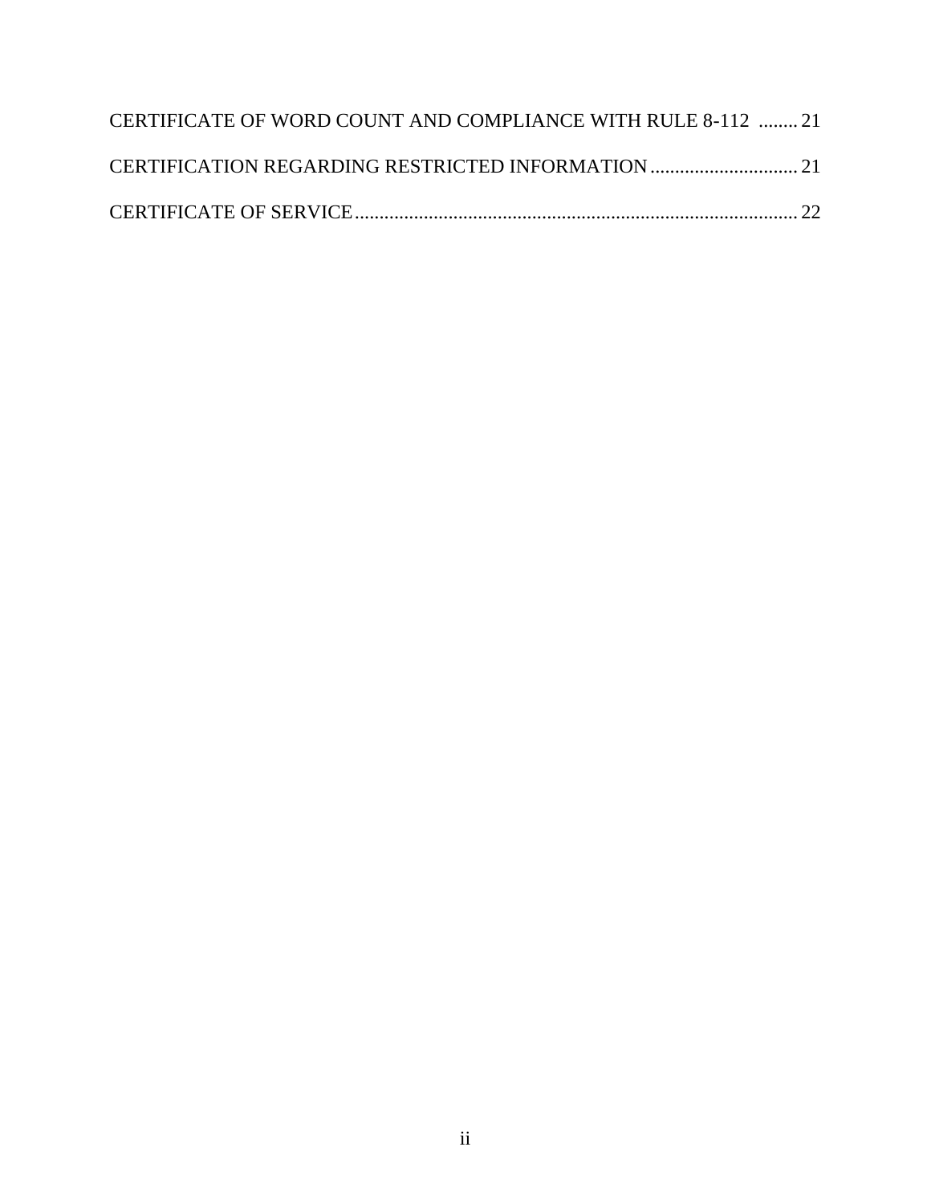CERTIFICATE OF WORD COUNT AND COMPLIANCE WITH RULE 8-112 ........ 21

CERTIFICATION REGARDING RESTRICTED INFORMATION .............................. 21

CERTIFICATE OF SERVICE ......................................................................................... 22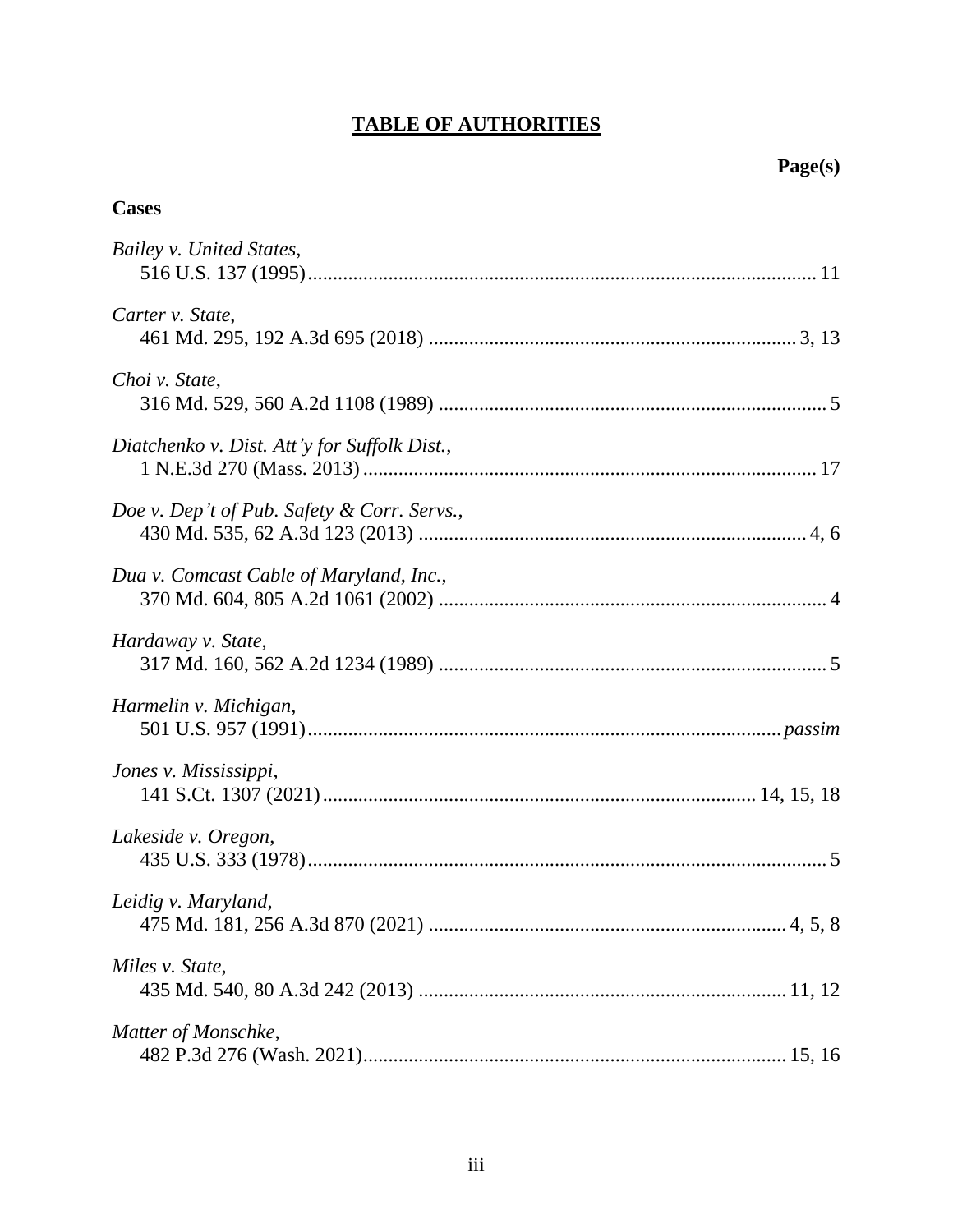# TABLE OF AUTHORITIES

**Page(s)**

**Cases**

*Bailey v. United States*,
516 U.S. 137 (1995) ........................................................................................ 11

*Carter v. State*,
461 Md. 295, 192 A.3d 695 (2018) ........................................................... 3, 13

*Choi v. State*,
316 Md. 529, 560 A.2d 1108 (1989) ............................................................... 5

*Diatchenko v. Dist. Att'y for Suffolk Dist.*,
1 N.E.3d 270 (Mass. 2013) ............................................................................ 17

*Doe v. Dep't of Pub. Safety & Corr. Servs.*,
430 Md. 535, 62 A.3d 123 (2013) .............................................................. 4, 6

*Dua v. Comcast Cable of Maryland, Inc.*,
370 Md. 604, 805 A.2d 1061 (2002) ............................................................... 4

*Hardaway v. State*,
317 Md. 160, 562 A.2d 1234 (1989) ............................................................... 5

*Harmelin v. Michigan*,
501 U.S. 957 (1991) ................................................................................ *passim*

*Jones v. Mississippi*,
141 S.Ct. 1307 (2021) .................................................................... 14, 15, 18

*Lakeside v. Oregon*,
435 U.S. 333 (1978) .......................................................................................... 5

*Leidig v. Maryland*,
475 Md. 181, 256 A.3d 870 (2021) ........................................................ 4, 5, 8

*Miles v. State*,
435 Md. 540, 80 A.3d 242 (2013) .......................................................... 11, 12

*Matter of Monschke*,
482 P.3d 276 (Wash. 2021) ...................................................................... 15, 16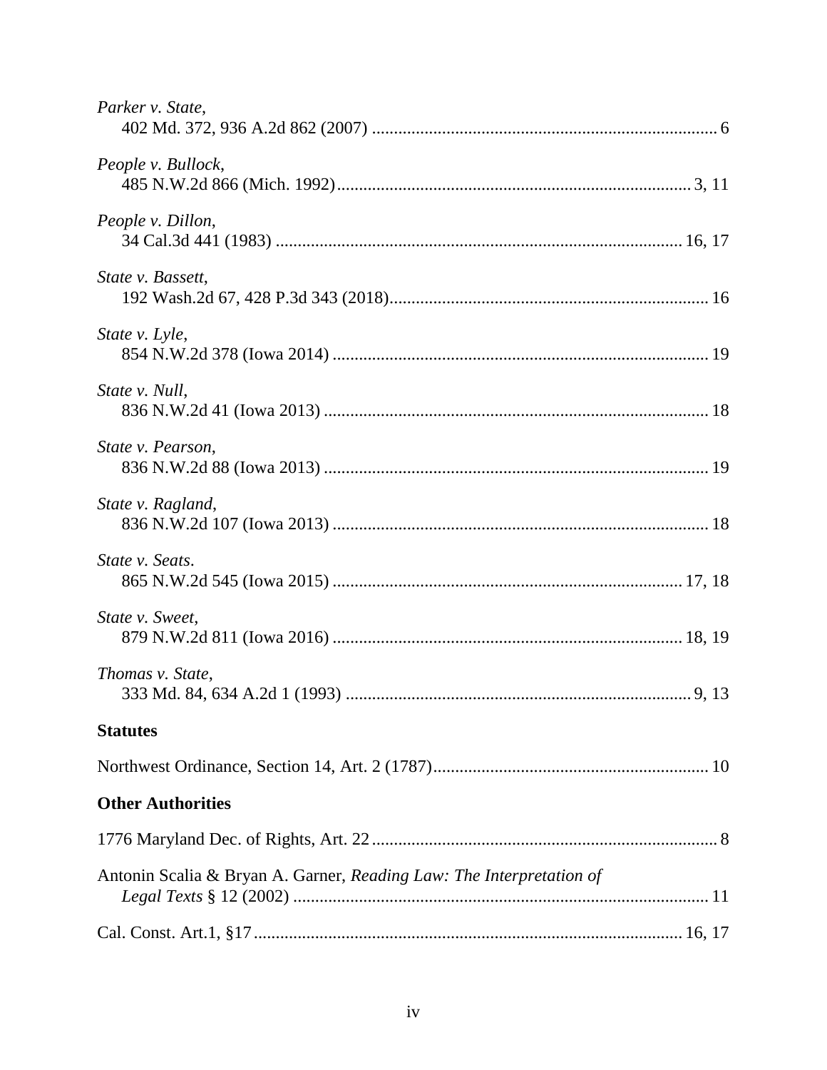*Parker v. State*,
402 Md. 372, 936 A.2d 862 (2007) .............................................................................. 6

*People v. Bullock*,
485 N.W.2d 866 (Mich. 1992)................................................................................ 3, 11

*People v. Dillon*,
34 Cal.3d 441 (1983) ............................................................................................ 16, 17

*State v. Bassett*,
192 Wash.2d 67, 428 P.3d 343 (2018)........................................................................ 16

*State v. Lyle*,
854 N.W.2d 378 (Iowa 2014) ..................................................................................... 19

*State v. Null*,
836 N.W.2d 41 (Iowa 2013) ....................................................................................... 18

*State v. Pearson*,
836 N.W.2d 88 (Iowa 2013) ....................................................................................... 19

*State v. Ragland*,
836 N.W.2d 107 (Iowa 2013) ..................................................................................... 18

*State v. Seats*.
865 N.W.2d 545 (Iowa 2015) ............................................................................... 17, 18

*State v. Sweet*,
879 N.W.2d 811 (Iowa 2016) ............................................................................... 18, 19

*Thomas v. State*,
333 Md. 84, 634 A.2d 1 (1993) .............................................................................. 9, 13

**Statutes**

Northwest Ordinance, Section 14, Art. 2 (1787).............................................................. 10

**Other Authorities**

1776 Maryland Dec. of Rights, Art. 22.............................................................................. 8

Antonin Scalia & Bryan A. Garner, *Reading Law: The Interpretation of Legal Texts* § 12 (2002) .............................................................................................. 11

Cal. Const. Art.1, §17................................................................................................. 16, 17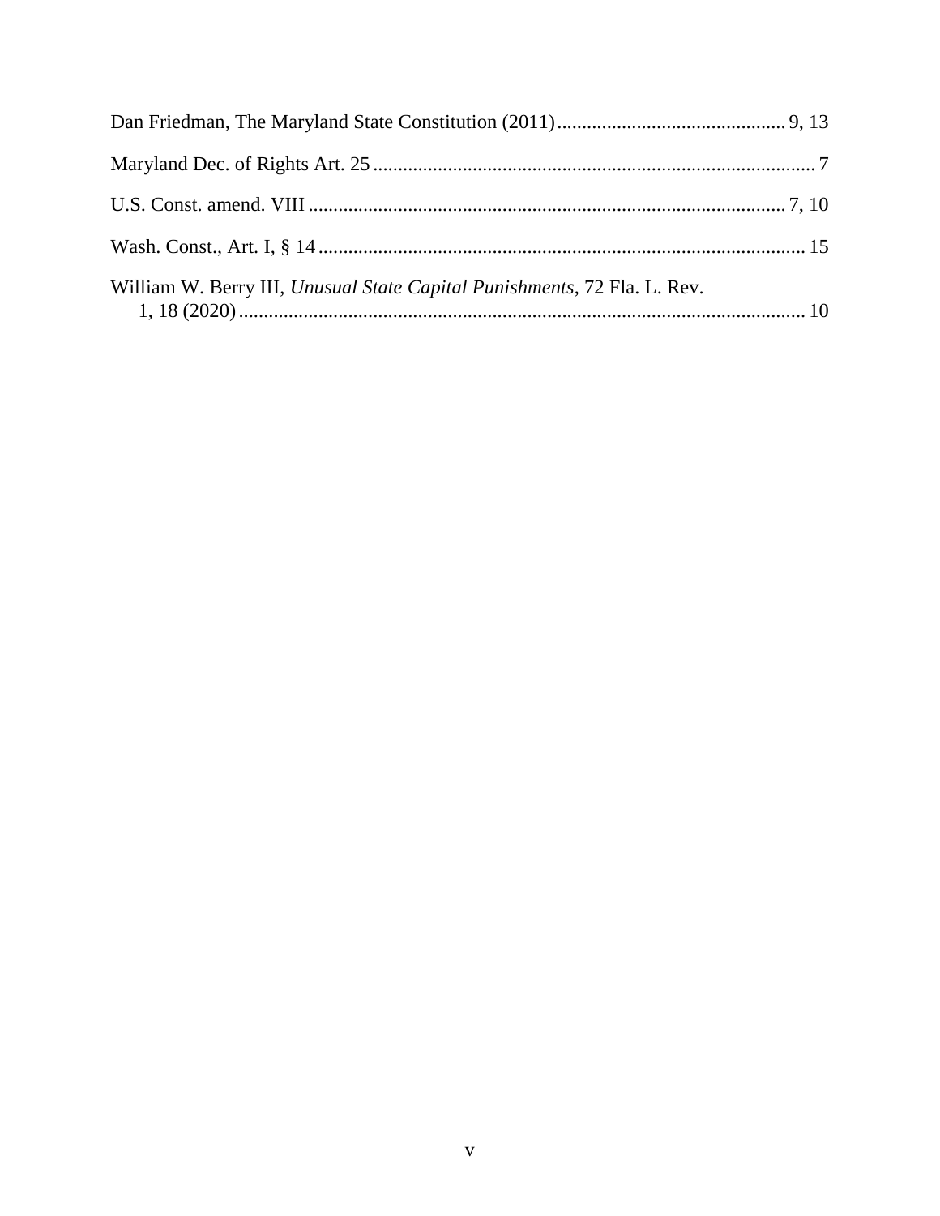Dan Friedman, The Maryland State Constitution (2011) ............................................ 9, 13

Maryland Dec. of Rights Art. 25 ........................................................................................ 7

U.S. Const. amend. VIII ............................................................................................... 7, 10

Wash. Const., Art. I, § 14 ................................................................................................ 15

William W. Berry III, *Unusual State Capital Punishments*, 72 Fla. L. Rev. 1, 18 (2020) .................................................................................................................. 10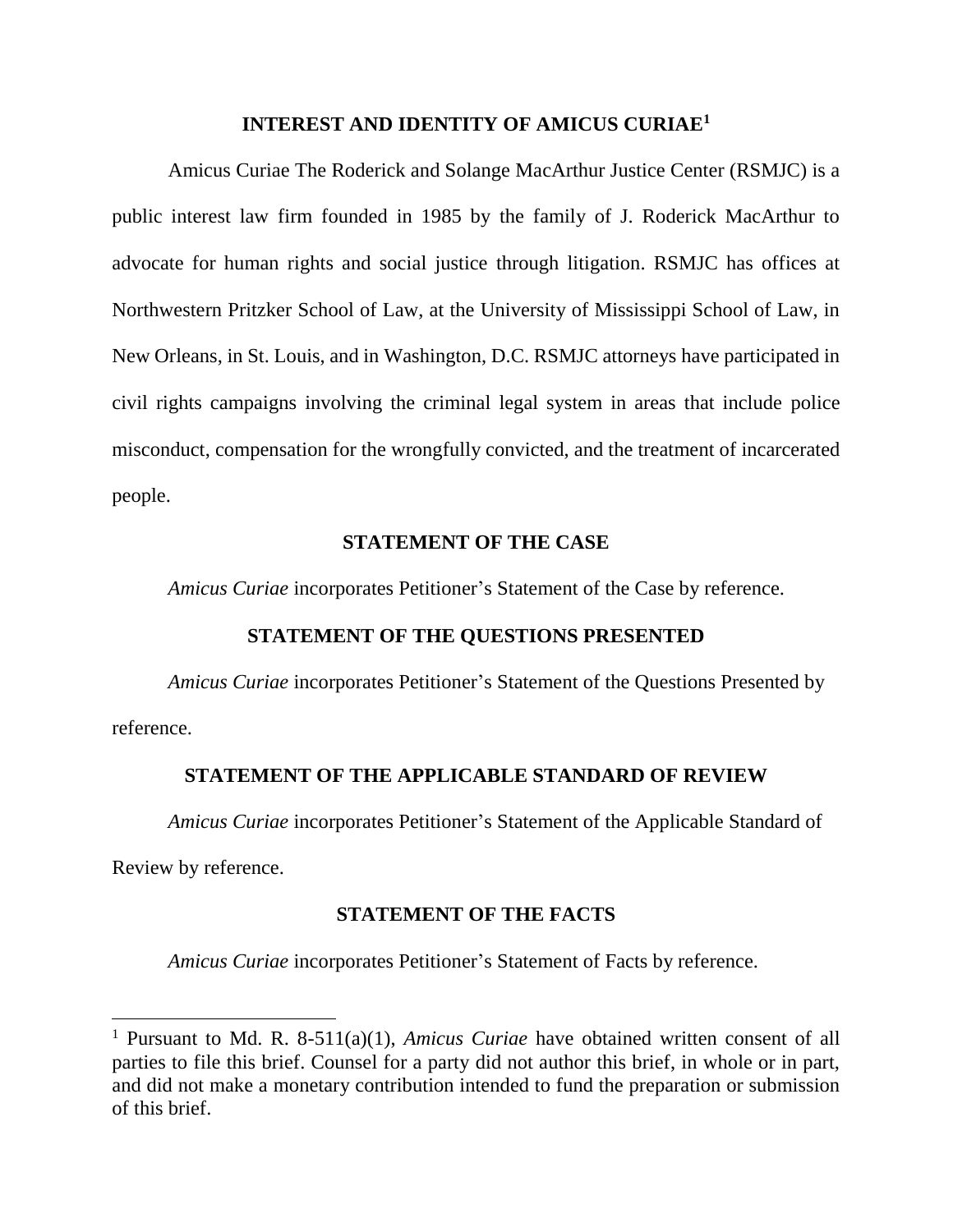## INTEREST AND IDENTITY OF AMICUS CURIAE[1]

Amicus Curiae The Roderick and Solange MacArthur Justice Center (RSMJC) is a public interest law firm founded in 1985 by the family of J. Roderick MacArthur to advocate for human rights and social justice through litigation. RSMJC has offices at Northwestern Pritzker School of Law, at the University of Mississippi School of Law, in New Orleans, in St. Louis, and in Washington, D.C. RSMJC attorneys have participated in civil rights campaigns involving the criminal legal system in areas that include police misconduct, compensation for the wrongfully convicted, and the treatment of incarcerated people.

## STATEMENT OF THE CASE

*Amicus Curiae* incorporates Petitioner's Statement of the Case by reference.

## STATEMENT OF THE QUESTIONS PRESENTED

*Amicus Curiae* incorporates Petitioner's Statement of the Questions Presented by reference.

## STATEMENT OF THE APPLICABLE STANDARD OF REVIEW

*Amicus Curiae* incorporates Petitioner's Statement of the Applicable Standard of Review by reference.

## STATEMENT OF THE FACTS

*Amicus Curiae* incorporates Petitioner's Statement of Facts by reference.

---

[1] Pursuant to Md. R. 8-511(a)(1), *Amicus Curiae* have obtained written consent of all parties to file this brief. Counsel for a party did not author this brief, in whole or in part, and did not make a monetary contribution intended to fund the preparation or submission of this brief.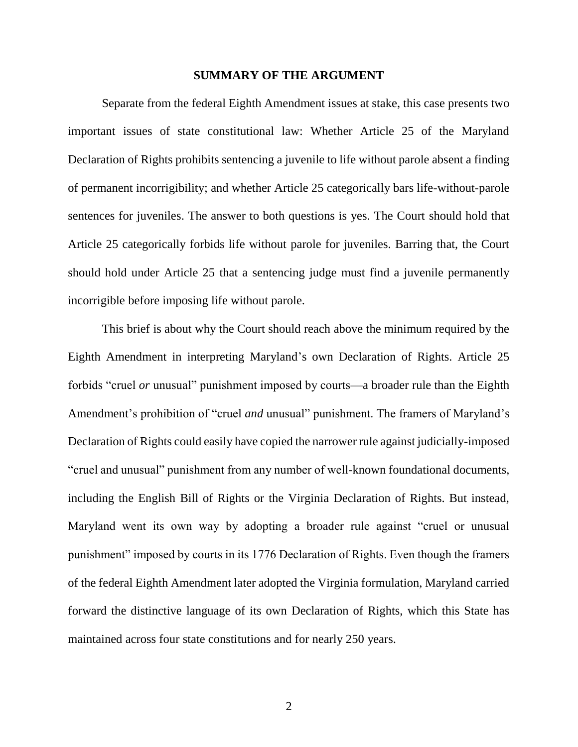## SUMMARY OF THE ARGUMENT

Separate from the federal Eighth Amendment issues at stake, this case presents two important issues of state constitutional law: Whether Article 25 of the Maryland Declaration of Rights prohibits sentencing a juvenile to life without parole absent a finding of permanent incorrigibility; and whether Article 25 categorically bars life-without-parole sentences for juveniles. The answer to both questions is yes. The Court should hold that Article 25 categorically forbids life without parole for juveniles. Barring that, the Court should hold under Article 25 that a sentencing judge must find a juvenile permanently incorrigible before imposing life without parole.

This brief is about why the Court should reach above the minimum required by the Eighth Amendment in interpreting Maryland's own Declaration of Rights. Article 25 forbids "cruel *or* unusual" punishment imposed by courts—a broader rule than the Eighth Amendment's prohibition of "cruel *and* unusual" punishment. The framers of Maryland's Declaration of Rights could easily have copied the narrower rule against judicially-imposed "cruel and unusual" punishment from any number of well-known foundational documents, including the English Bill of Rights or the Virginia Declaration of Rights. But instead, Maryland went its own way by adopting a broader rule against "cruel or unusual punishment" imposed by courts in its 1776 Declaration of Rights. Even though the framers of the federal Eighth Amendment later adopted the Virginia formulation, Maryland carried forward the distinctive language of its own Declaration of Rights, which this State has maintained across four state constitutions and for nearly 250 years.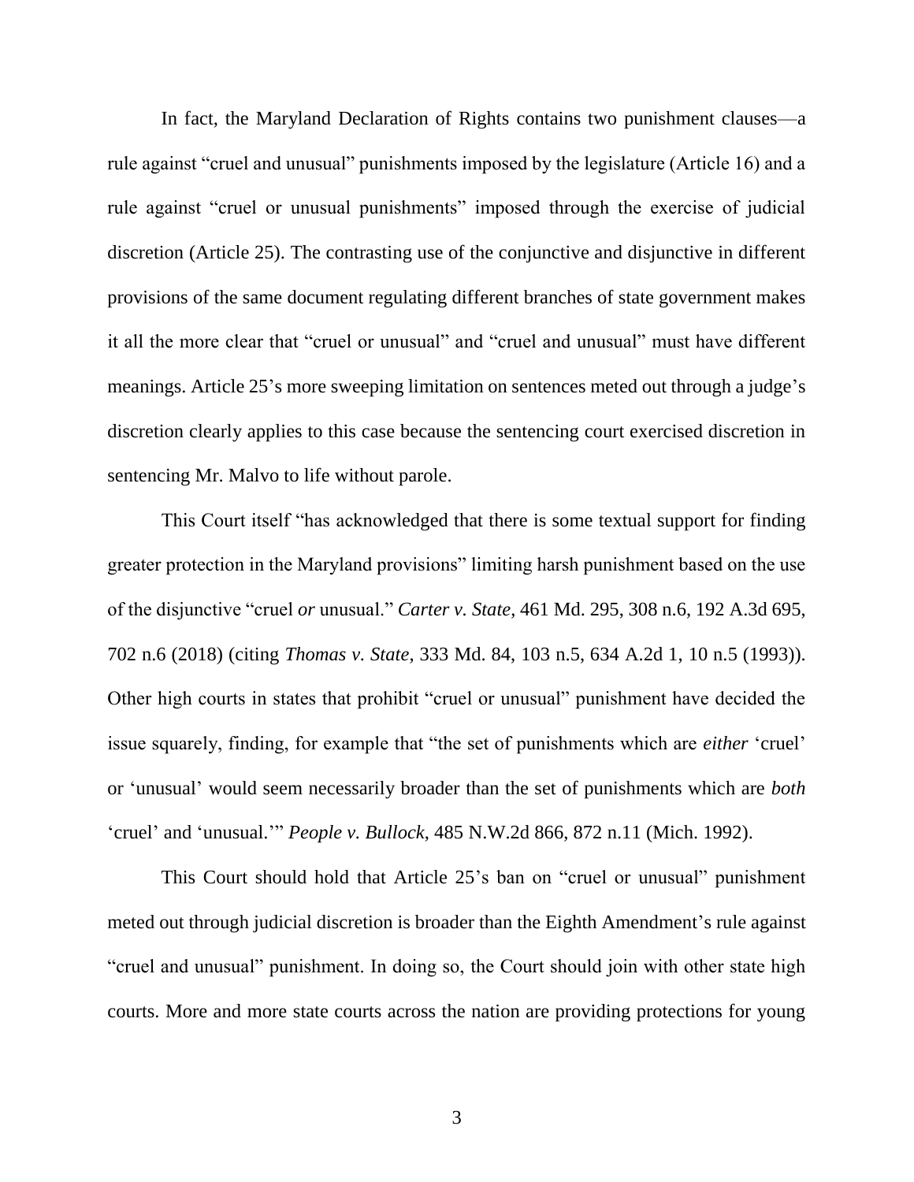In fact, the Maryland Declaration of Rights contains two punishment clauses—a rule against "cruel and unusual" punishments imposed by the legislature (Article 16) and a rule against "cruel or unusual punishments" imposed through the exercise of judicial discretion (Article 25). The contrasting use of the conjunctive and disjunctive in different provisions of the same document regulating different branches of state government makes it all the more clear that "cruel or unusual" and "cruel and unusual" must have different meanings. Article 25's more sweeping limitation on sentences meted out through a judge's discretion clearly applies to this case because the sentencing court exercised discretion in sentencing Mr. Malvo to life without parole.

This Court itself "has acknowledged that there is some textual support for finding greater protection in the Maryland provisions" limiting harsh punishment based on the use of the disjunctive "cruel *or* unusual." *Carter v. State*, 461 Md. 295, 308 n.6, 192 A.3d 695, 702 n.6 (2018) (citing *Thomas v. State*, 333 Md. 84, 103 n.5, 634 A.2d 1, 10 n.5 (1993)). Other high courts in states that prohibit "cruel or unusual" punishment have decided the issue squarely, finding, for example that "the set of punishments which are *either* 'cruel' or 'unusual' would seem necessarily broader than the set of punishments which are *both* 'cruel' and 'unusual.'" *People v. Bullock*, 485 N.W.2d 866, 872 n.11 (Mich. 1992).

This Court should hold that Article 25's ban on "cruel or unusual" punishment meted out through judicial discretion is broader than the Eighth Amendment's rule against "cruel and unusual" punishment. In doing so, the Court should join with other state high courts. More and more state courts across the nation are providing protections for young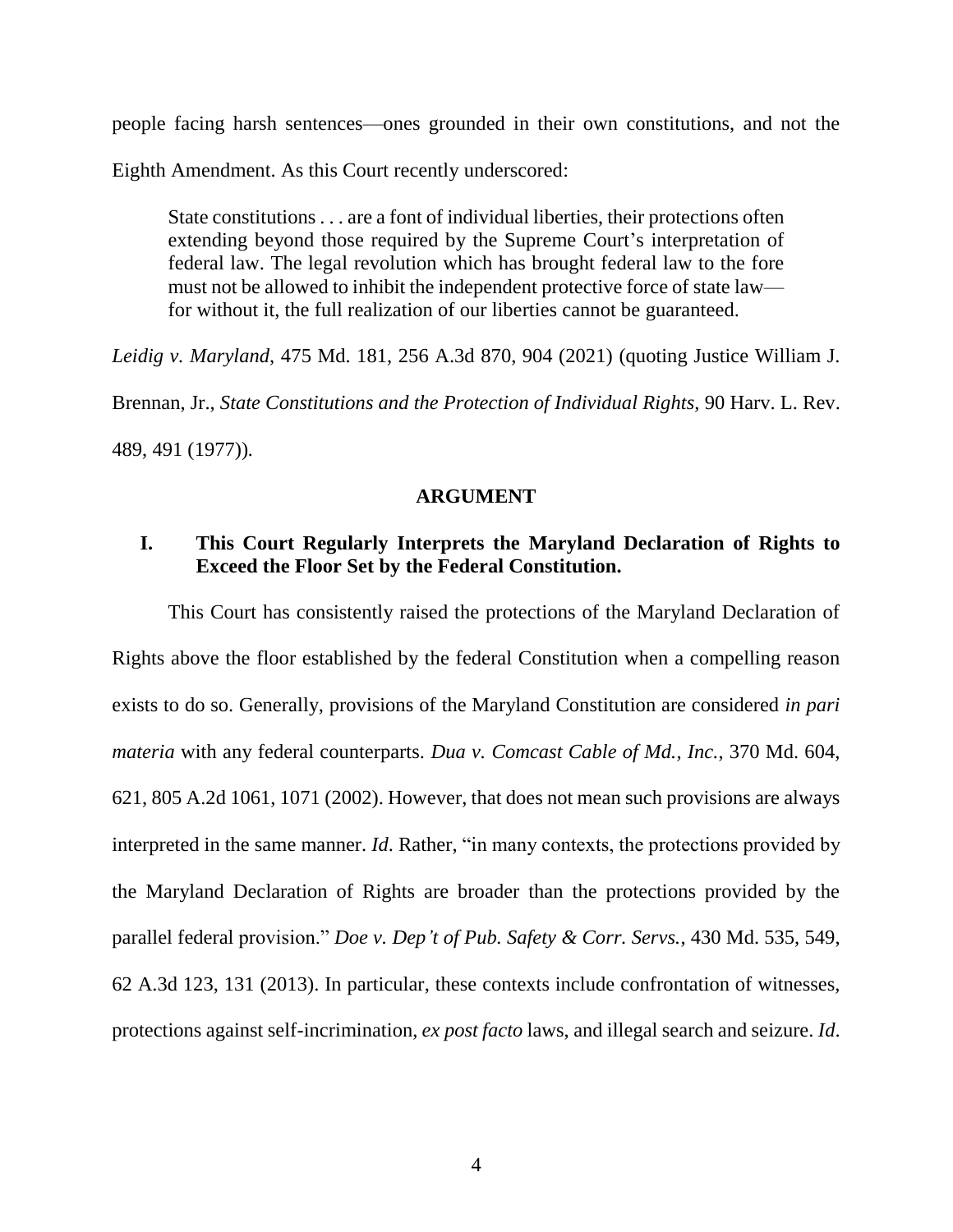people facing harsh sentences—ones grounded in their own constitutions, and not the Eighth Amendment. As this Court recently underscored:

> State constitutions . . . are a font of individual liberties, their protections often extending beyond those required by the Supreme Court's interpretation of federal law. The legal revolution which has brought federal law to the fore must not be allowed to inhibit the independent protective force of state law—for without it, the full realization of our liberties cannot be guaranteed.

*Leidig v. Maryland*, 475 Md. 181, 256 A.3d 870, 904 (2021) (quoting Justice William J. Brennan, Jr., *State Constitutions and the Protection of Individual Rights*, 90 Harv. L. Rev. 489, 491 (1977)).

## ARGUMENT

### I. This Court Regularly Interprets the Maryland Declaration of Rights to Exceed the Floor Set by the Federal Constitution.

This Court has consistently raised the protections of the Maryland Declaration of Rights above the floor established by the federal Constitution when a compelling reason exists to do so. Generally, provisions of the Maryland Constitution are considered *in pari materia* with any federal counterparts. *Dua v. Comcast Cable of Md., Inc.*, 370 Md. 604, 621, 805 A.2d 1061, 1071 (2002). However, that does not mean such provisions are always interpreted in the same manner. *Id*. Rather, "in many contexts, the protections provided by the Maryland Declaration of Rights are broader than the protections provided by the parallel federal provision." *Doe v. Dep't of Pub. Safety & Corr. Servs.*, 430 Md. 535, 549, 62 A.3d 123, 131 (2013). In particular, these contexts include confrontation of witnesses, protections against self-incrimination, *ex post facto* laws, and illegal search and seizure. *Id*.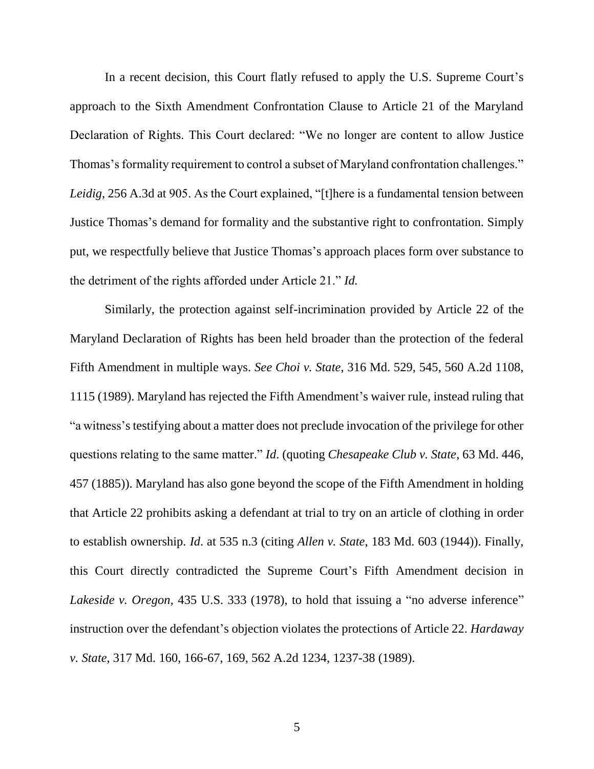In a recent decision, this Court flatly refused to apply the U.S. Supreme Court's approach to the Sixth Amendment Confrontation Clause to Article 21 of the Maryland Declaration of Rights. This Court declared: "We no longer are content to allow Justice Thomas's formality requirement to control a subset of Maryland confrontation challenges." *Leidig*, 256 A.3d at 905. As the Court explained, "[t]here is a fundamental tension between Justice Thomas's demand for formality and the substantive right to confrontation. Simply put, we respectfully believe that Justice Thomas's approach places form over substance to the detriment of the rights afforded under Article 21." *Id.*

Similarly, the protection against self-incrimination provided by Article 22 of the Maryland Declaration of Rights has been held broader than the protection of the federal Fifth Amendment in multiple ways. *See Choi v. State*, 316 Md. 529, 545, 560 A.2d 1108, 1115 (1989). Maryland has rejected the Fifth Amendment's waiver rule, instead ruling that "a witness's testifying about a matter does not preclude invocation of the privilege for other questions relating to the same matter." *Id*. (quoting *Chesapeake Club v. State*, 63 Md. 446, 457 (1885)). Maryland has also gone beyond the scope of the Fifth Amendment in holding that Article 22 prohibits asking a defendant at trial to try on an article of clothing in order to establish ownership. *Id*. at 535 n.3 (citing *Allen v. State*, 183 Md. 603 (1944)). Finally, this Court directly contradicted the Supreme Court's Fifth Amendment decision in *Lakeside v. Oregon*, 435 U.S. 333 (1978), to hold that issuing a "no adverse inference" instruction over the defendant's objection violates the protections of Article 22. *Hardaway v. State*, 317 Md. 160, 166-67, 169, 562 A.2d 1234, 1237-38 (1989).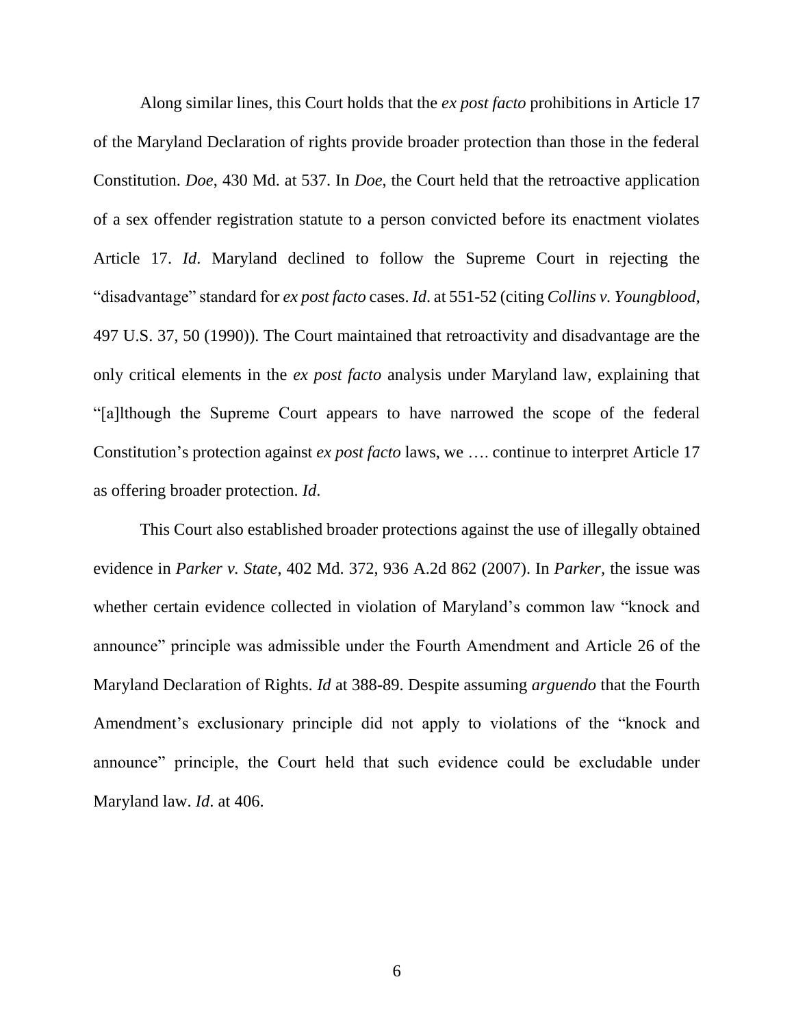Along similar lines, this Court holds that the *ex post facto* prohibitions in Article 17 of the Maryland Declaration of rights provide broader protection than those in the federal Constitution. *Doe*, 430 Md. at 537. In *Doe*, the Court held that the retroactive application of a sex offender registration statute to a person convicted before its enactment violates Article 17. *Id*. Maryland declined to follow the Supreme Court in rejecting the "disadvantage" standard for *ex post facto* cases. *Id*. at 551-52 (citing *Collins v. Youngblood*, 497 U.S. 37, 50 (1990)). The Court maintained that retroactivity and disadvantage are the only critical elements in the *ex post facto* analysis under Maryland law, explaining that "[a]lthough the Supreme Court appears to have narrowed the scope of the federal Constitution's protection against *ex post facto* laws, we …. continue to interpret Article 17 as offering broader protection. *Id*.

This Court also established broader protections against the use of illegally obtained evidence in *Parker v. State*, 402 Md. 372, 936 A.2d 862 (2007). In *Parker*, the issue was whether certain evidence collected in violation of Maryland's common law "knock and announce" principle was admissible under the Fourth Amendment and Article 26 of the Maryland Declaration of Rights. *Id* at 388-89. Despite assuming *arguendo* that the Fourth Amendment's exclusionary principle did not apply to violations of the "knock and announce" principle, the Court held that such evidence could be excludable under Maryland law. *Id*. at 406.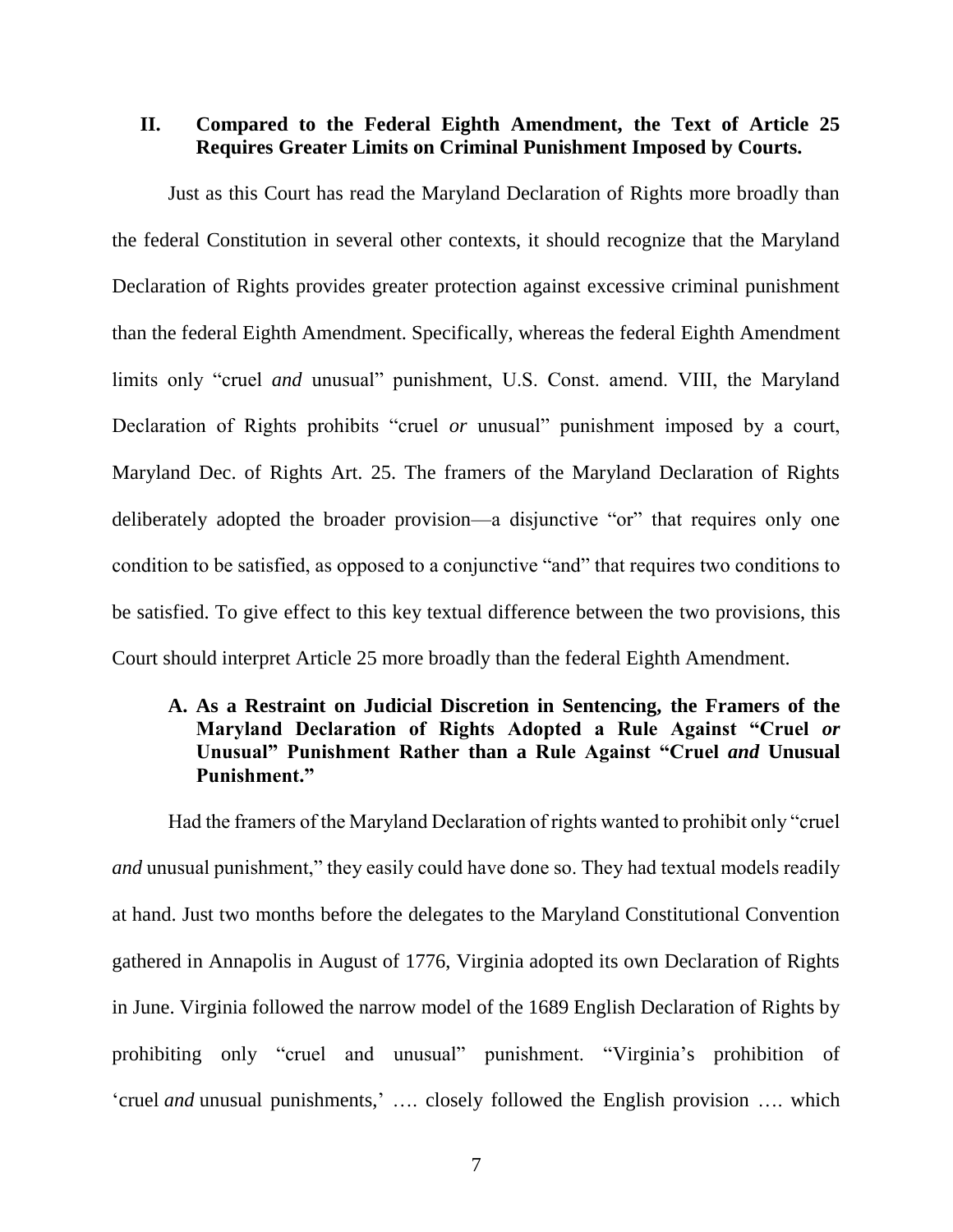## II. Compared to the Federal Eighth Amendment, the Text of Article 25 Requires Greater Limits on Criminal Punishment Imposed by Courts.

Just as this Court has read the Maryland Declaration of Rights more broadly than the federal Constitution in several other contexts, it should recognize that the Maryland Declaration of Rights provides greater protection against excessive criminal punishment than the federal Eighth Amendment. Specifically, whereas the federal Eighth Amendment limits only "cruel *and* unusual" punishment, U.S. Const. amend. VIII, the Maryland Declaration of Rights prohibits "cruel *or* unusual" punishment imposed by a court, Maryland Dec. of Rights Art. 25. The framers of the Maryland Declaration of Rights deliberately adopted the broader provision—a disjunctive "or" that requires only one condition to be satisfied, as opposed to a conjunctive "and" that requires two conditions to be satisfied. To give effect to this key textual difference between the two provisions, this Court should interpret Article 25 more broadly than the federal Eighth Amendment.

### A. As a Restraint on Judicial Discretion in Sentencing, the Framers of the Maryland Declaration of Rights Adopted a Rule Against "Cruel *or* Unusual" Punishment Rather than a Rule Against "Cruel *and* Unusual Punishment."

Had the framers of the Maryland Declaration of rights wanted to prohibit only "cruel *and* unusual punishment," they easily could have done so. They had textual models readily at hand. Just two months before the delegates to the Maryland Constitutional Convention gathered in Annapolis in August of 1776, Virginia adopted its own Declaration of Rights in June. Virginia followed the narrow model of the 1689 English Declaration of Rights by prohibiting only "cruel and unusual" punishment. "Virginia's prohibition of 'cruel *and* unusual punishments,' …. closely followed the English provision …. which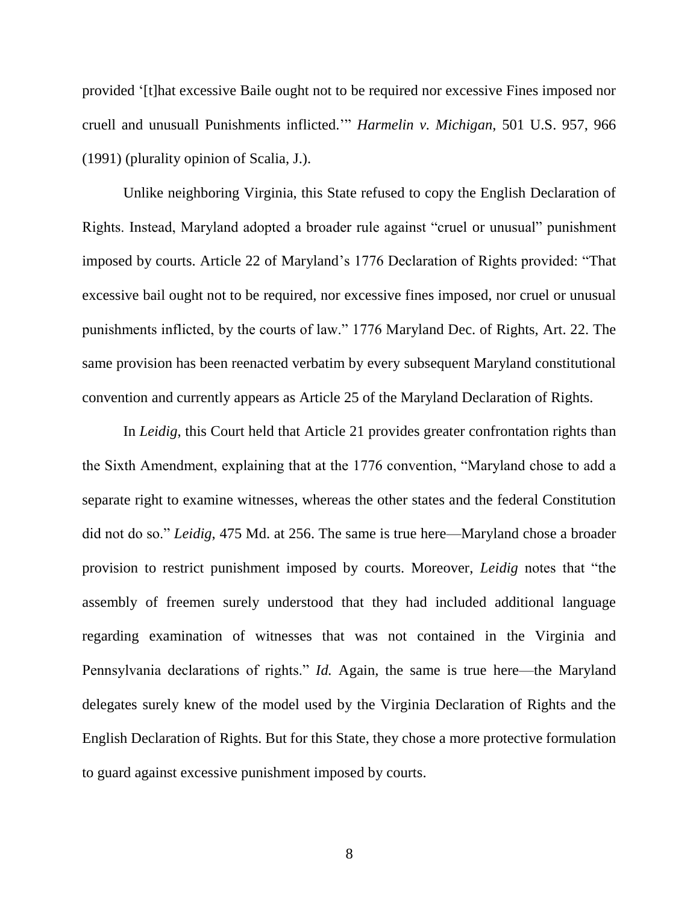provided '[t]hat excessive Baile ought not to be required nor excessive Fines imposed nor cruell and unusuall Punishments inflicted.'" *Harmelin v. Michigan*, 501 U.S. 957, 966 (1991) (plurality opinion of Scalia, J.).

Unlike neighboring Virginia, this State refused to copy the English Declaration of Rights. Instead, Maryland adopted a broader rule against "cruel or unusual" punishment imposed by courts. Article 22 of Maryland's 1776 Declaration of Rights provided: "That excessive bail ought not to be required, nor excessive fines imposed, nor cruel or unusual punishments inflicted, by the courts of law." 1776 Maryland Dec. of Rights, Art. 22. The same provision has been reenacted verbatim by every subsequent Maryland constitutional convention and currently appears as Article 25 of the Maryland Declaration of Rights.

In *Leidig*, this Court held that Article 21 provides greater confrontation rights than the Sixth Amendment, explaining that at the 1776 convention, "Maryland chose to add a separate right to examine witnesses, whereas the other states and the federal Constitution did not do so." *Leidig*, 475 Md. at 256. The same is true here—Maryland chose a broader provision to restrict punishment imposed by courts. Moreover, *Leidig* notes that "the assembly of freemen surely understood that they had included additional language regarding examination of witnesses that was not contained in the Virginia and Pennsylvania declarations of rights." *Id.* Again, the same is true here—the Maryland delegates surely knew of the model used by the Virginia Declaration of Rights and the English Declaration of Rights. But for this State, they chose a more protective formulation to guard against excessive punishment imposed by courts.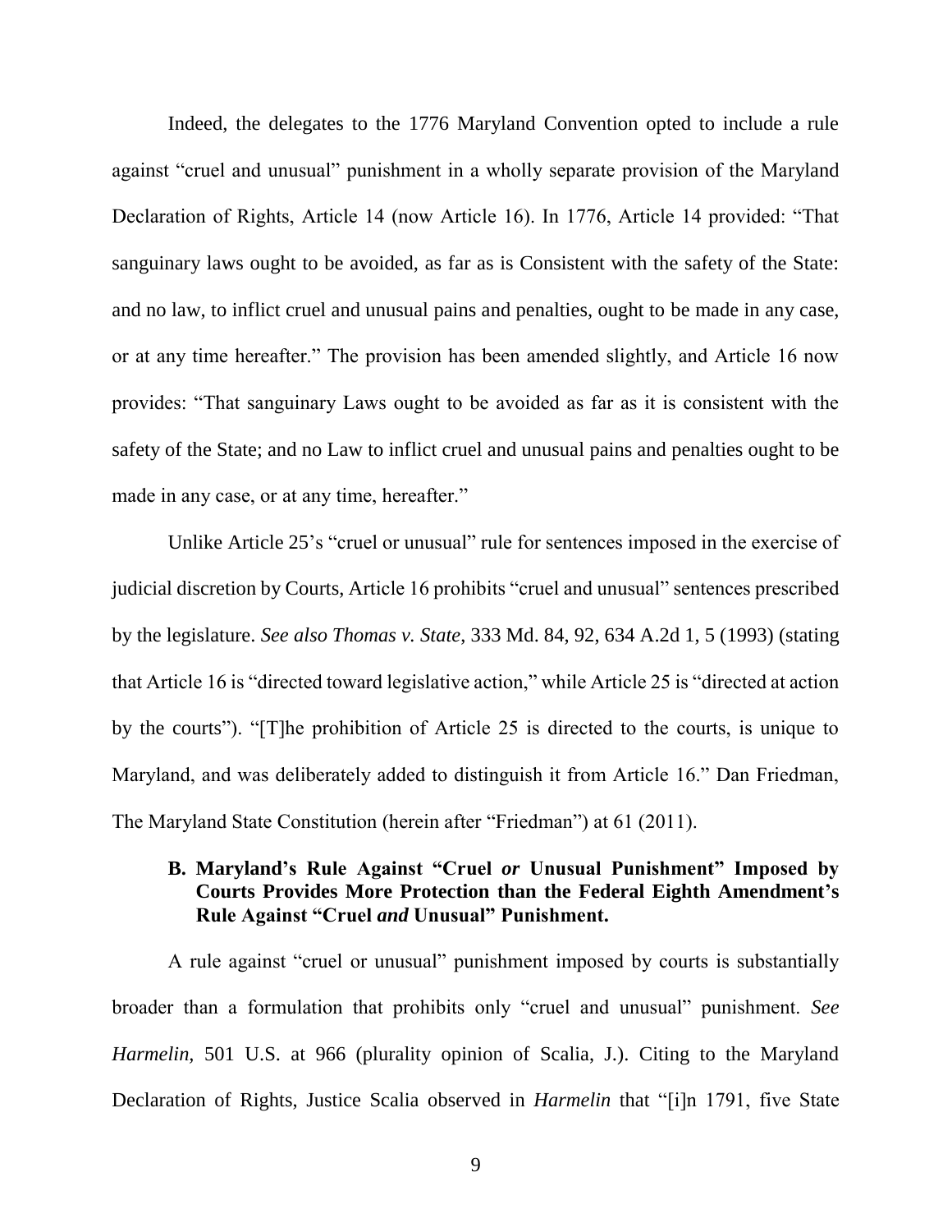Indeed, the delegates to the 1776 Maryland Convention opted to include a rule against "cruel and unusual" punishment in a wholly separate provision of the Maryland Declaration of Rights, Article 14 (now Article 16). In 1776, Article 14 provided: "That sanguinary laws ought to be avoided, as far as is Consistent with the safety of the State: and no law, to inflict cruel and unusual pains and penalties, ought to be made in any case, or at any time hereafter." The provision has been amended slightly, and Article 16 now provides: "That sanguinary Laws ought to be avoided as far as it is consistent with the safety of the State; and no Law to inflict cruel and unusual pains and penalties ought to be made in any case, or at any time, hereafter."

Unlike Article 25's "cruel or unusual" rule for sentences imposed in the exercise of judicial discretion by Courts, Article 16 prohibits "cruel and unusual" sentences prescribed by the legislature. *See also Thomas v. State*, 333 Md. 84, 92, 634 A.2d 1, 5 (1993) (stating that Article 16 is "directed toward legislative action," while Article 25 is "directed at action by the courts"). "[T]he prohibition of Article 25 is directed to the courts, is unique to Maryland, and was deliberately added to distinguish it from Article 16." Dan Friedman, The Maryland State Constitution (herein after "Friedman") at 61 (2011).

### B. Maryland's Rule Against "Cruel *or* Unusual Punishment" Imposed by Courts Provides More Protection than the Federal Eighth Amendment's Rule Against "Cruel *and* Unusual" Punishment.

A rule against "cruel or unusual" punishment imposed by courts is substantially broader than a formulation that prohibits only "cruel and unusual" punishment. *See Harmelin,* 501 U.S. at 966 (plurality opinion of Scalia, J.). Citing to the Maryland Declaration of Rights, Justice Scalia observed in *Harmelin* that "[i]n 1791, five State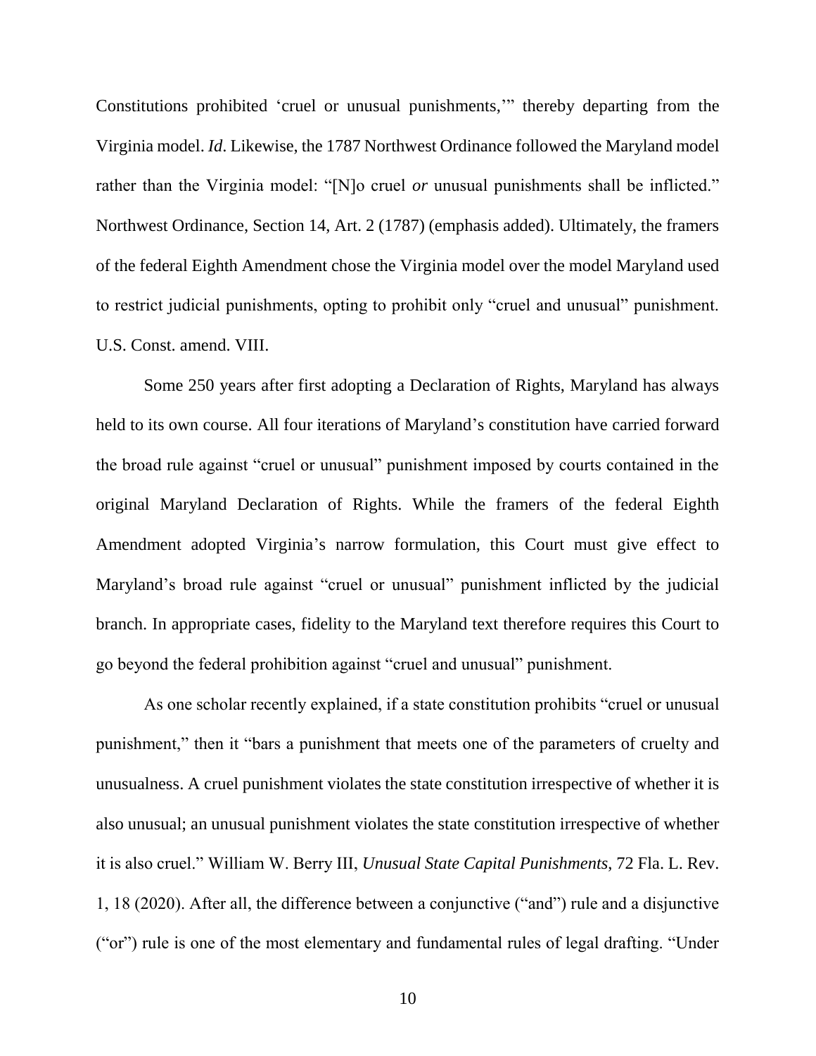Constitutions prohibited 'cruel or unusual punishments,'" thereby departing from the Virginia model. *Id*. Likewise, the 1787 Northwest Ordinance followed the Maryland model rather than the Virginia model: "[N]o cruel *or* unusual punishments shall be inflicted." Northwest Ordinance, Section 14, Art. 2 (1787) (emphasis added). Ultimately, the framers of the federal Eighth Amendment chose the Virginia model over the model Maryland used to restrict judicial punishments, opting to prohibit only "cruel and unusual" punishment. U.S. Const. amend. VIII.

Some 250 years after first adopting a Declaration of Rights, Maryland has always held to its own course. All four iterations of Maryland's constitution have carried forward the broad rule against "cruel or unusual" punishment imposed by courts contained in the original Maryland Declaration of Rights. While the framers of the federal Eighth Amendment adopted Virginia's narrow formulation, this Court must give effect to Maryland's broad rule against "cruel or unusual" punishment inflicted by the judicial branch. In appropriate cases, fidelity to the Maryland text therefore requires this Court to go beyond the federal prohibition against "cruel and unusual" punishment.

As one scholar recently explained, if a state constitution prohibits "cruel or unusual punishment," then it "bars a punishment that meets one of the parameters of cruelty and unusualness. A cruel punishment violates the state constitution irrespective of whether it is also unusual; an unusual punishment violates the state constitution irrespective of whether it is also cruel." William W. Berry III, *Unusual State Capital Punishments*, 72 Fla. L. Rev. 1, 18 (2020). After all, the difference between a conjunctive ("and") rule and a disjunctive ("or") rule is one of the most elementary and fundamental rules of legal drafting. "Under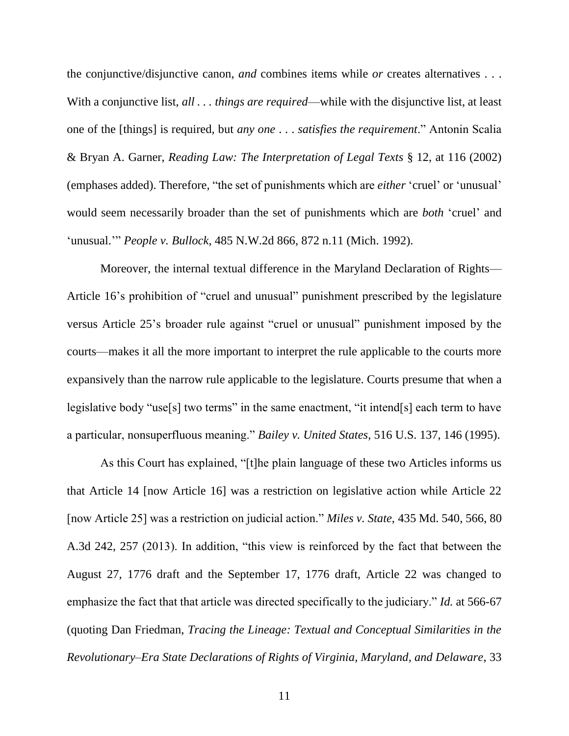the conjunctive/disjunctive canon, *and* combines items while *or* creates alternatives . . . With a conjunctive list, *all . . . things are required*—while with the disjunctive list, at least one of the [things] is required, but *any one . . . satisfies the requirement*." Antonin Scalia & Bryan A. Garner, *Reading Law: The Interpretation of Legal Texts* § 12, at 116 (2002) (emphases added). Therefore, "the set of punishments which are *either* 'cruel' or 'unusual' would seem necessarily broader than the set of punishments which are *both* 'cruel' and 'unusual.'" *People v. Bullock*, 485 N.W.2d 866, 872 n.11 (Mich. 1992).

Moreover, the internal textual difference in the Maryland Declaration of Rights—Article 16's prohibition of "cruel and unusual" punishment prescribed by the legislature versus Article 25's broader rule against "cruel or unusual" punishment imposed by the courts—makes it all the more important to interpret the rule applicable to the courts more expansively than the narrow rule applicable to the legislature. Courts presume that when a legislative body "use[s] two terms" in the same enactment, "it intend[s] each term to have a particular, nonsuperfluous meaning." *Bailey v. United States*, 516 U.S. 137, 146 (1995).

As this Court has explained, "[t]he plain language of these two Articles informs us that Article 14 [now Article 16] was a restriction on legislative action while Article 22 [now Article 25] was a restriction on judicial action." *Miles v. State*, 435 Md. 540, 566, 80 A.3d 242, 257 (2013). In addition, "this view is reinforced by the fact that between the August 27, 1776 draft and the September 17, 1776 draft, Article 22 was changed to emphasize the fact that that article was directed specifically to the judiciary." *Id.* at 566-67 (quoting Dan Friedman, *Tracing the Lineage: Textual and Conceptual Similarities in the Revolutionary–Era State Declarations of Rights of Virginia, Maryland, and Delaware*, 33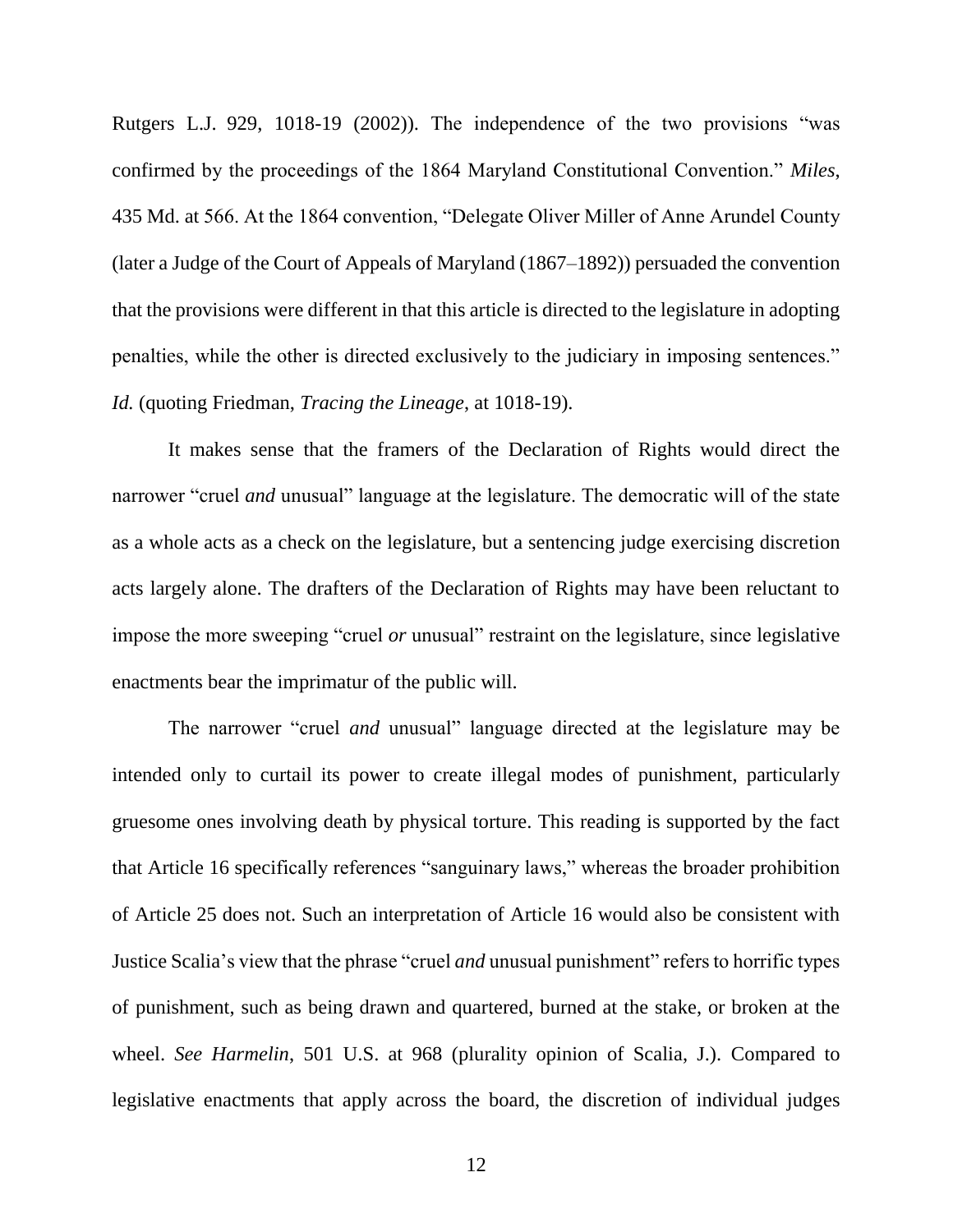Rutgers L.J. 929, 1018-19 (2002)). The independence of the two provisions "was confirmed by the proceedings of the 1864 Maryland Constitutional Convention." *Miles*, 435 Md. at 566. At the 1864 convention, "Delegate Oliver Miller of Anne Arundel County (later a Judge of the Court of Appeals of Maryland (1867–1892)) persuaded the convention that the provisions were different in that this article is directed to the legislature in adopting penalties, while the other is directed exclusively to the judiciary in imposing sentences." *Id.* (quoting Friedman, *Tracing the Lineage*, at 1018-19).

It makes sense that the framers of the Declaration of Rights would direct the narrower "cruel *and* unusual" language at the legislature. The democratic will of the state as a whole acts as a check on the legislature, but a sentencing judge exercising discretion acts largely alone. The drafters of the Declaration of Rights may have been reluctant to impose the more sweeping "cruel *or* unusual" restraint on the legislature, since legislative enactments bear the imprimatur of the public will.

The narrower "cruel *and* unusual" language directed at the legislature may be intended only to curtail its power to create illegal modes of punishment, particularly gruesome ones involving death by physical torture. This reading is supported by the fact that Article 16 specifically references "sanguinary laws," whereas the broader prohibition of Article 25 does not. Such an interpretation of Article 16 would also be consistent with Justice Scalia's view that the phrase "cruel *and* unusual punishment" refers to horrific types of punishment, such as being drawn and quartered, burned at the stake, or broken at the wheel. *See Harmelin*, 501 U.S. at 968 (plurality opinion of Scalia, J.). Compared to legislative enactments that apply across the board, the discretion of individual judges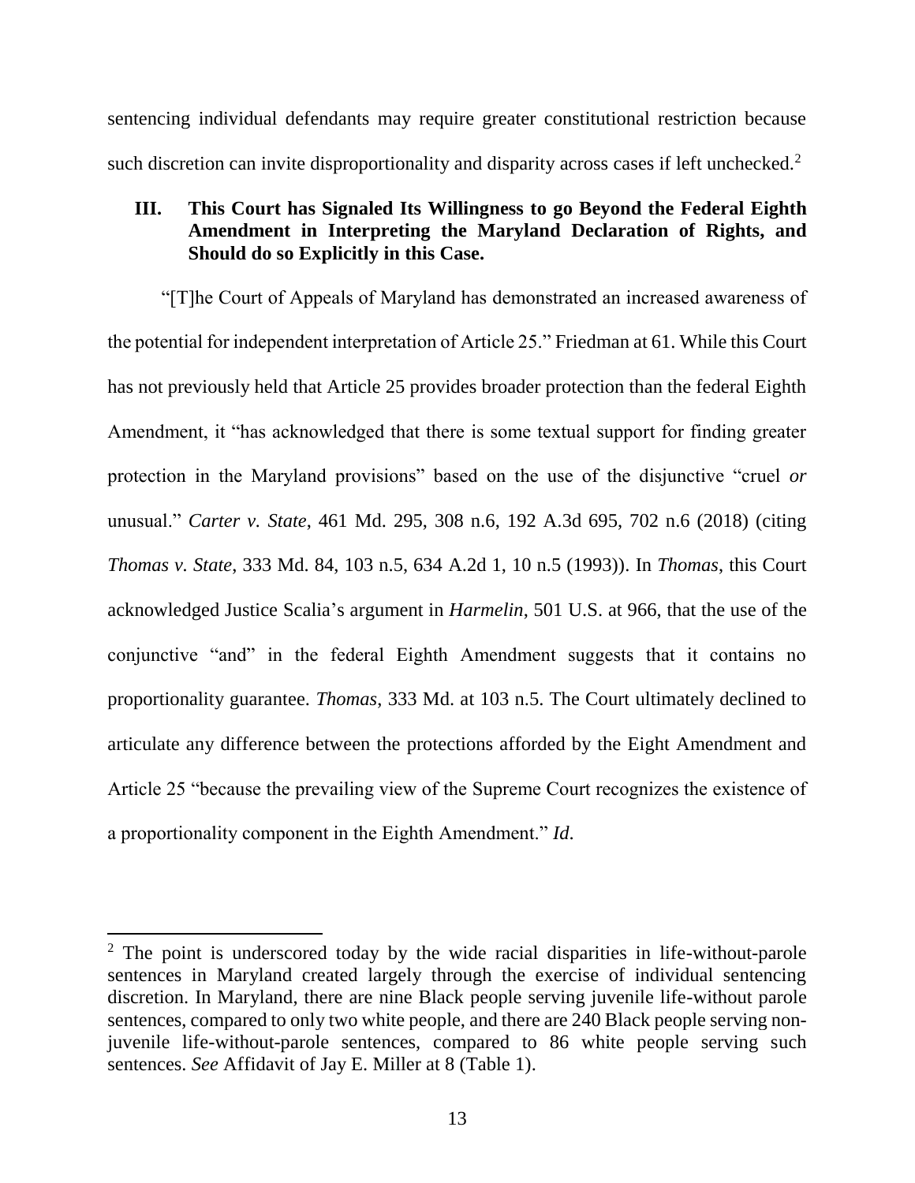sentencing individual defendants may require greater constitutional restriction because such discretion can invite disproportionality and disparity across cases if left unchecked.[2]

## III. This Court has Signaled Its Willingness to go Beyond the Federal Eighth Amendment in Interpreting the Maryland Declaration of Rights, and Should do so Explicitly in this Case.

"[T]he Court of Appeals of Maryland has demonstrated an increased awareness of the potential for independent interpretation of Article 25." Friedman at 61. While this Court has not previously held that Article 25 provides broader protection than the federal Eighth Amendment, it "has acknowledged that there is some textual support for finding greater protection in the Maryland provisions" based on the use of the disjunctive "cruel *or* unusual." *Carter v. State*, 461 Md. 295, 308 n.6, 192 A.3d 695, 702 n.6 (2018) (citing *Thomas v. State*, 333 Md. 84, 103 n.5, 634 A.2d 1, 10 n.5 (1993)). In *Thomas*, this Court acknowledged Justice Scalia's argument in *Harmelin*, 501 U.S. at 966, that the use of the conjunctive "and" in the federal Eighth Amendment suggests that it contains no proportionality guarantee. *Thomas*, 333 Md. at 103 n.5. The Court ultimately declined to articulate any difference between the protections afforded by the Eight Amendment and Article 25 "because the prevailing view of the Supreme Court recognizes the existence of a proportionality component in the Eighth Amendment." *Id*.

---

[2] The point is underscored today by the wide racial disparities in life-without-parole sentences in Maryland created largely through the exercise of individual sentencing discretion. In Maryland, there are nine Black people serving juvenile life-without parole sentences, compared to only two white people, and there are 240 Black people serving non-juvenile life-without-parole sentences, compared to 86 white people serving such sentences. *See* Affidavit of Jay E. Miller at 8 (Table 1).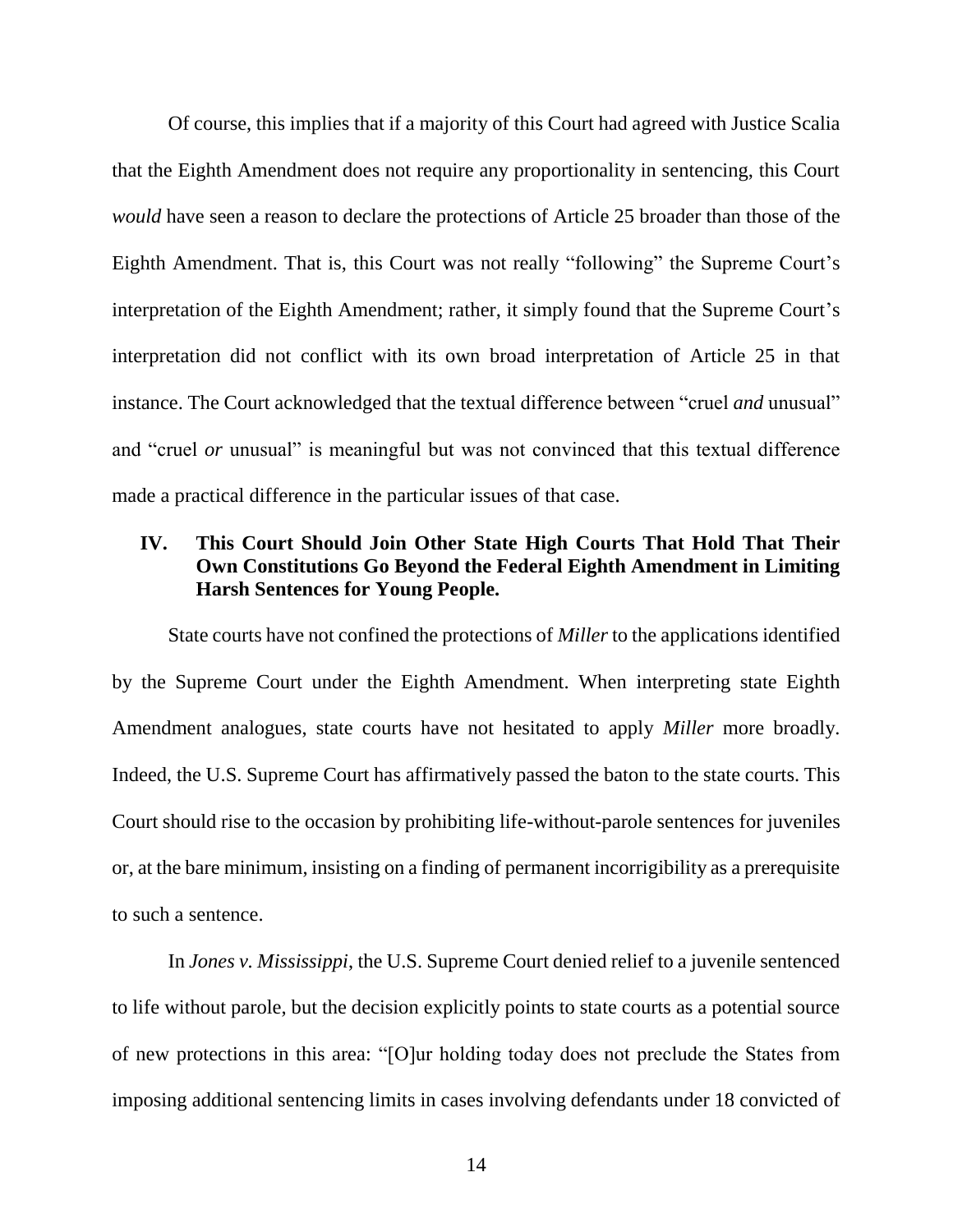Of course, this implies that if a majority of this Court had agreed with Justice Scalia that the Eighth Amendment does not require any proportionality in sentencing, this Court *would* have seen a reason to declare the protections of Article 25 broader than those of the Eighth Amendment. That is, this Court was not really "following" the Supreme Court's interpretation of the Eighth Amendment; rather, it simply found that the Supreme Court's interpretation did not conflict with its own broad interpretation of Article 25 in that instance. The Court acknowledged that the textual difference between "cruel *and* unusual" and "cruel *or* unusual" is meaningful but was not convinced that this textual difference made a practical difference in the particular issues of that case.

## IV. This Court Should Join Other State High Courts That Hold That Their Own Constitutions Go Beyond the Federal Eighth Amendment in Limiting Harsh Sentences for Young People.

State courts have not confined the protections of *Miller* to the applications identified by the Supreme Court under the Eighth Amendment. When interpreting state Eighth Amendment analogues, state courts have not hesitated to apply *Miller* more broadly. Indeed, the U.S. Supreme Court has affirmatively passed the baton to the state courts. This Court should rise to the occasion by prohibiting life-without-parole sentences for juveniles or, at the bare minimum, insisting on a finding of permanent incorrigibility as a prerequisite to such a sentence.

In *Jones v. Mississippi*, the U.S. Supreme Court denied relief to a juvenile sentenced to life without parole, but the decision explicitly points to state courts as a potential source of new protections in this area: "[O]ur holding today does not preclude the States from imposing additional sentencing limits in cases involving defendants under 18 convicted of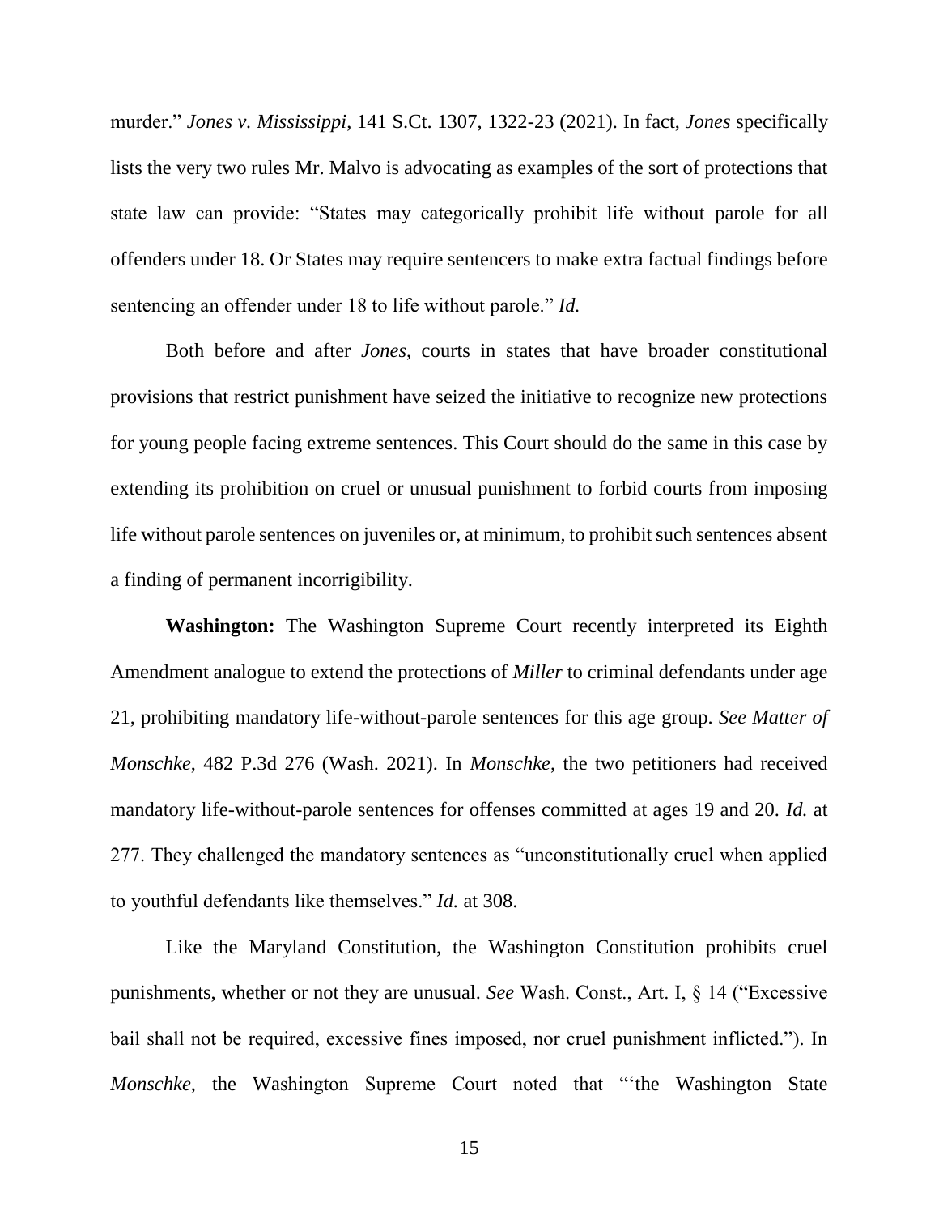murder." *Jones v. Mississippi*, 141 S.Ct. 1307, 1322-23 (2021). In fact, *Jones* specifically lists the very two rules Mr. Malvo is advocating as examples of the sort of protections that state law can provide: "States may categorically prohibit life without parole for all offenders under 18. Or States may require sentencers to make extra factual findings before sentencing an offender under 18 to life without parole." *Id.*

Both before and after *Jones*, courts in states that have broader constitutional provisions that restrict punishment have seized the initiative to recognize new protections for young people facing extreme sentences. This Court should do the same in this case by extending its prohibition on cruel or unusual punishment to forbid courts from imposing life without parole sentences on juveniles or, at minimum, to prohibit such sentences absent a finding of permanent incorrigibility.

**Washington:** The Washington Supreme Court recently interpreted its Eighth Amendment analogue to extend the protections of *Miller* to criminal defendants under age 21, prohibiting mandatory life-without-parole sentences for this age group. *See Matter of Monschke*, 482 P.3d 276 (Wash. 2021). In *Monschke*, the two petitioners had received mandatory life-without-parole sentences for offenses committed at ages 19 and 20. *Id.* at 277. They challenged the mandatory sentences as "unconstitutionally cruel when applied to youthful defendants like themselves." *Id.* at 308.

Like the Maryland Constitution, the Washington Constitution prohibits cruel punishments, whether or not they are unusual. *See* Wash. Const., Art. I, § 14 ("Excessive bail shall not be required, excessive fines imposed, nor cruel punishment inflicted."). In *Monschke*, the Washington Supreme Court noted that "'the Washington State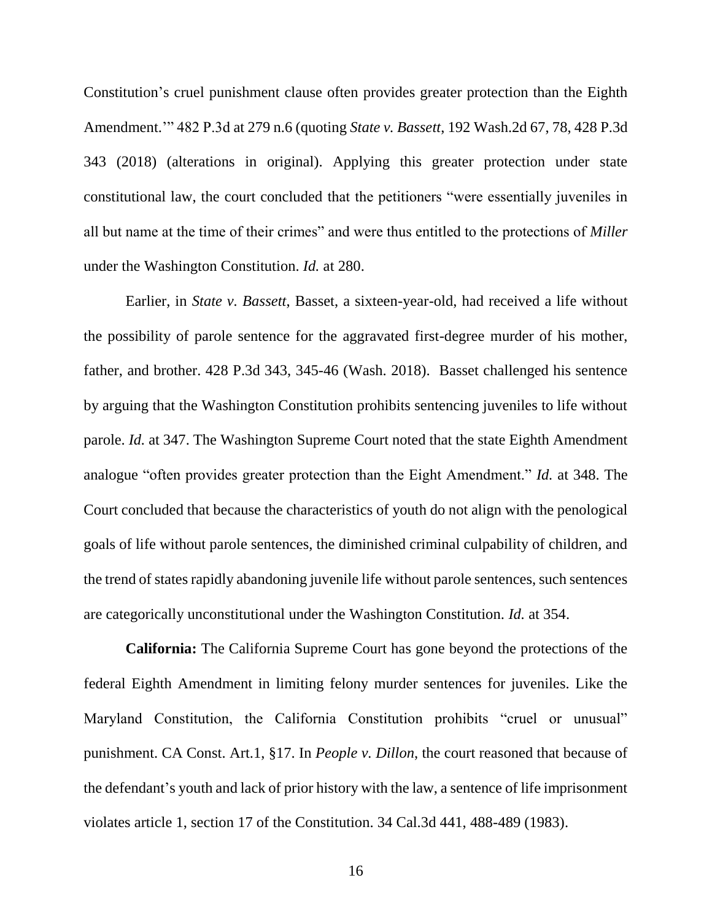Constitution's cruel punishment clause often provides greater protection than the Eighth Amendment.'" 482 P.3d at 279 n.6 (quoting *State v. Bassett*, 192 Wash.2d 67, 78, 428 P.3d 343 (2018) (alterations in original). Applying this greater protection under state constitutional law, the court concluded that the petitioners "were essentially juveniles in all but name at the time of their crimes" and were thus entitled to the protections of *Miller* under the Washington Constitution. *Id.* at 280.

Earlier, in *State v. Bassett*, Basset, a sixteen-year-old, had received a life without the possibility of parole sentence for the aggravated first-degree murder of his mother, father, and brother. 428 P.3d 343, 345-46 (Wash. 2018). Basset challenged his sentence by arguing that the Washington Constitution prohibits sentencing juveniles to life without parole. *Id.* at 347. The Washington Supreme Court noted that the state Eighth Amendment analogue "often provides greater protection than the Eight Amendment." *Id.* at 348. The Court concluded that because the characteristics of youth do not align with the penological goals of life without parole sentences, the diminished criminal culpability of children, and the trend of states rapidly abandoning juvenile life without parole sentences, such sentences are categorically unconstitutional under the Washington Constitution. *Id.* at 354.

**California:** The California Supreme Court has gone beyond the protections of the federal Eighth Amendment in limiting felony murder sentences for juveniles. Like the Maryland Constitution, the California Constitution prohibits "cruel or unusual" punishment. CA Const. Art.1, §17. In *People v. Dillon*, the court reasoned that because of the defendant's youth and lack of prior history with the law, a sentence of life imprisonment violates article 1, section 17 of the Constitution. 34 Cal.3d 441, 488-489 (1983).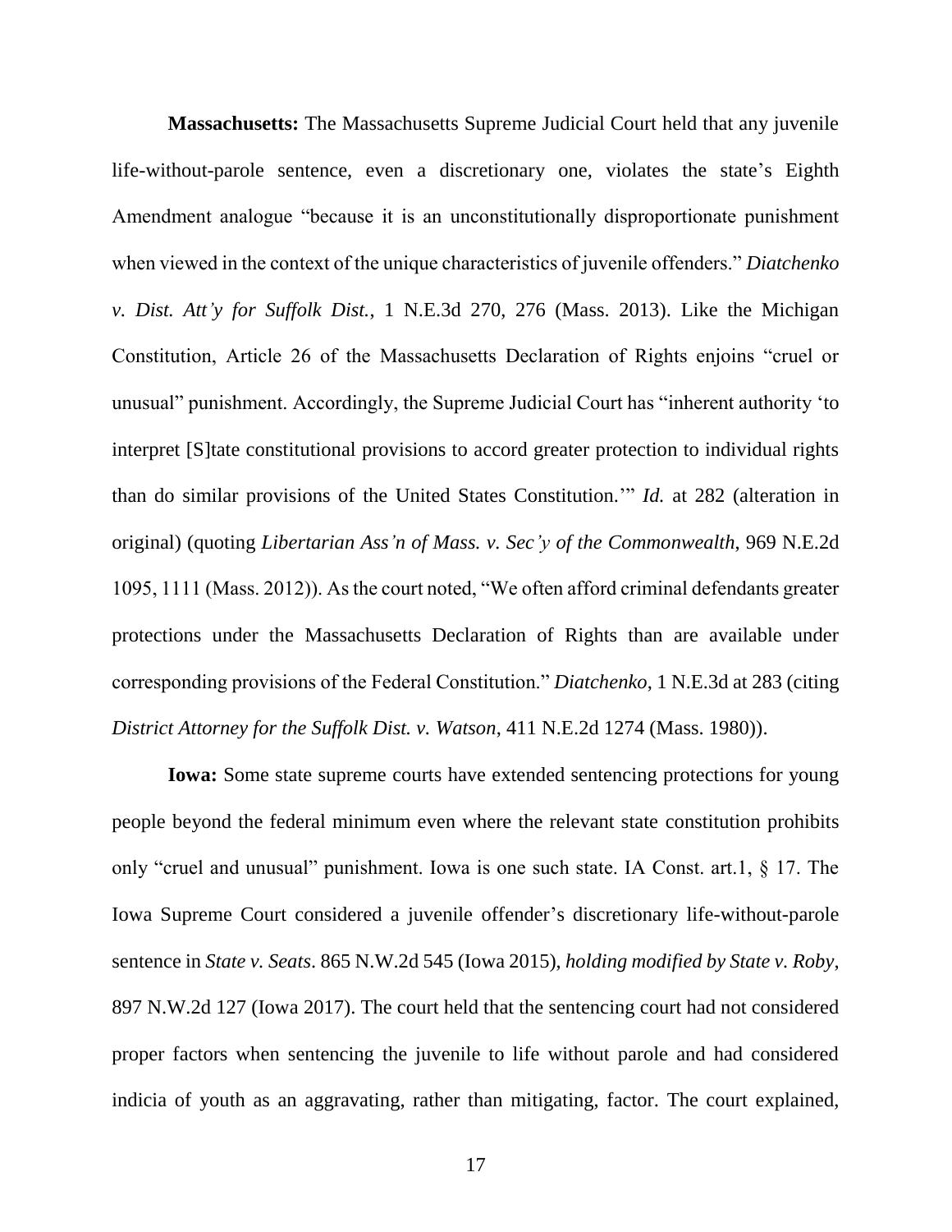**Massachusetts:** The Massachusetts Supreme Judicial Court held that any juvenile life-without-parole sentence, even a discretionary one, violates the state's Eighth Amendment analogue "because it is an unconstitutionally disproportionate punishment when viewed in the context of the unique characteristics of juvenile offenders." *Diatchenko v. Dist. Att'y for Suffolk Dist.*, 1 N.E.3d 270, 276 (Mass. 2013). Like the Michigan Constitution, Article 26 of the Massachusetts Declaration of Rights enjoins "cruel or unusual" punishment. Accordingly, the Supreme Judicial Court has "inherent authority 'to interpret [S]tate constitutional provisions to accord greater protection to individual rights than do similar provisions of the United States Constitution.'" *Id.* at 282 (alteration in original) (quoting *Libertarian Ass'n of Mass. v. Sec'y of the Commonwealth*, 969 N.E.2d 1095, 1111 (Mass. 2012)). As the court noted, "We often afford criminal defendants greater protections under the Massachusetts Declaration of Rights than are available under corresponding provisions of the Federal Constitution." *Diatchenko*, 1 N.E.3d at 283 (citing *District Attorney for the Suffolk Dist. v. Watson*, 411 N.E.2d 1274 (Mass. 1980)).

**Iowa:** Some state supreme courts have extended sentencing protections for young people beyond the federal minimum even where the relevant state constitution prohibits only "cruel and unusual" punishment. Iowa is one such state. IA Const. art.1, § 17. The Iowa Supreme Court considered a juvenile offender's discretionary life-without-parole sentence in *State v. Seats*. 865 N.W.2d 545 (Iowa 2015), *holding modified by State v. Roby*, 897 N.W.2d 127 (Iowa 2017). The court held that the sentencing court had not considered proper factors when sentencing the juvenile to life without parole and had considered indicia of youth as an aggravating, rather than mitigating, factor. The court explained,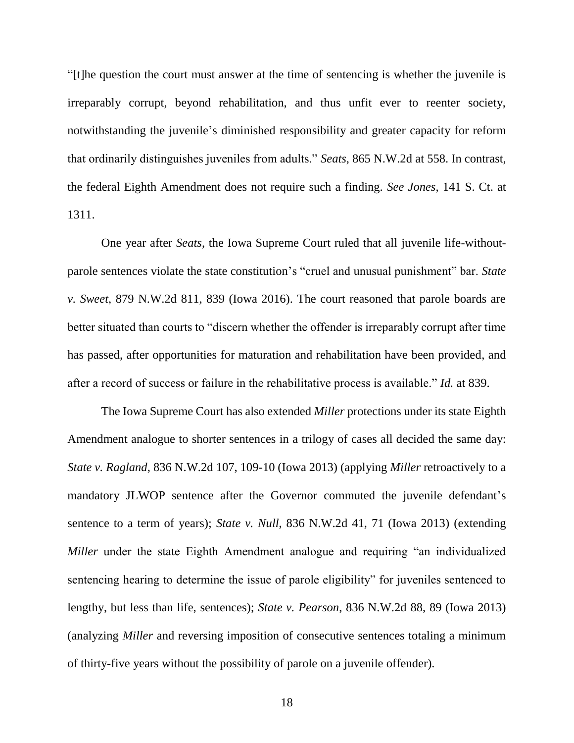"[t]he question the court must answer at the time of sentencing is whether the juvenile is irreparably corrupt, beyond rehabilitation, and thus unfit ever to reenter society, notwithstanding the juvenile's diminished responsibility and greater capacity for reform that ordinarily distinguishes juveniles from adults." *Seats*, 865 N.W.2d at 558. In contrast, the federal Eighth Amendment does not require such a finding. *See Jones*, 141 S. Ct. at 1311.

One year after *Seats*, the Iowa Supreme Court ruled that all juvenile life-without-parole sentences violate the state constitution's "cruel and unusual punishment" bar. *State v. Sweet*, 879 N.W.2d 811, 839 (Iowa 2016). The court reasoned that parole boards are better situated than courts to "discern whether the offender is irreparably corrupt after time has passed, after opportunities for maturation and rehabilitation have been provided, and after a record of success or failure in the rehabilitative process is available." *Id.* at 839.

The Iowa Supreme Court has also extended *Miller* protections under its state Eighth Amendment analogue to shorter sentences in a trilogy of cases all decided the same day: *State v. Ragland*, 836 N.W.2d 107, 109-10 (Iowa 2013) (applying *Miller* retroactively to a mandatory JLWOP sentence after the Governor commuted the juvenile defendant's sentence to a term of years); *State v. Null*, 836 N.W.2d 41, 71 (Iowa 2013) (extending *Miller* under the state Eighth Amendment analogue and requiring "an individualized sentencing hearing to determine the issue of parole eligibility" for juveniles sentenced to lengthy, but less than life, sentences); *State v. Pearson*, 836 N.W.2d 88, 89 (Iowa 2013) (analyzing *Miller* and reversing imposition of consecutive sentences totaling a minimum of thirty-five years without the possibility of parole on a juvenile offender).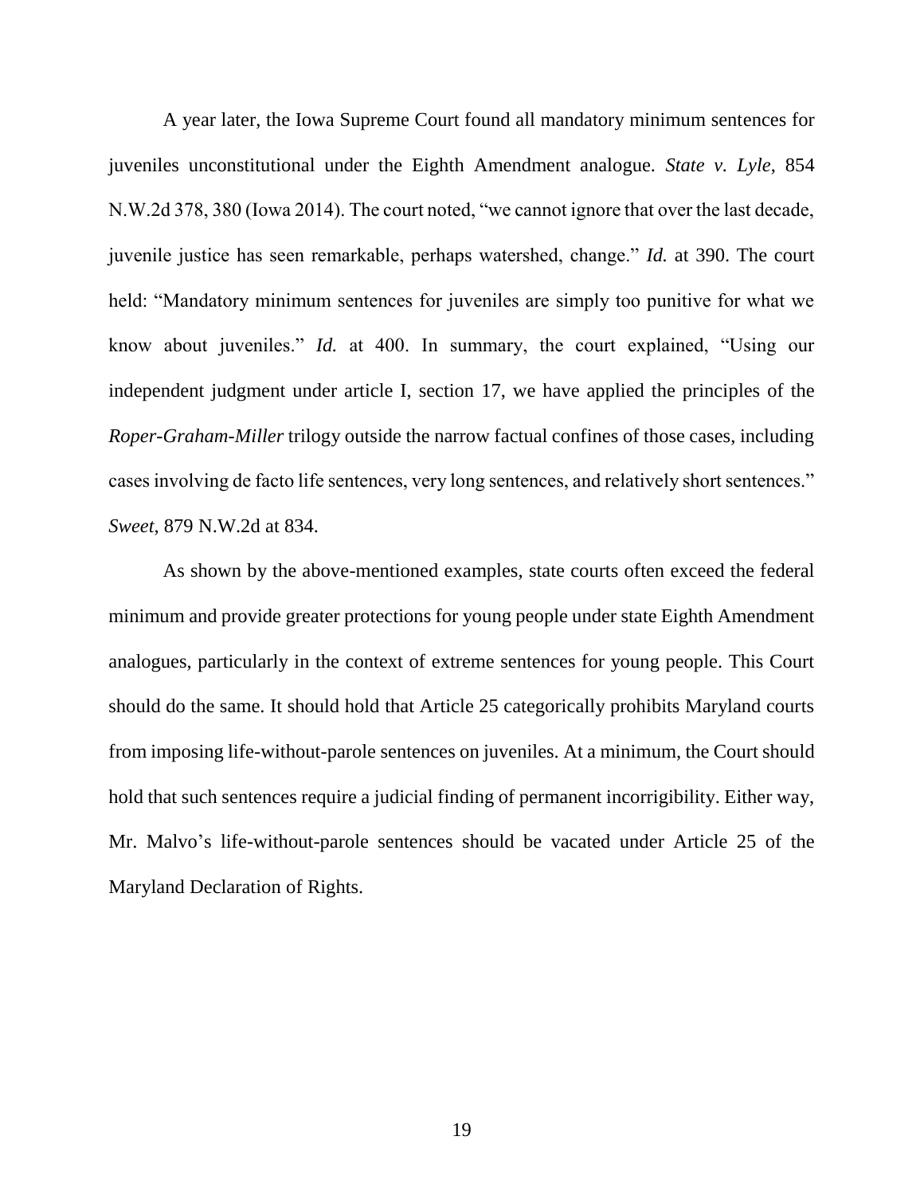A year later, the Iowa Supreme Court found all mandatory minimum sentences for juveniles unconstitutional under the Eighth Amendment analogue. *State v. Lyle*, 854 N.W.2d 378, 380 (Iowa 2014). The court noted, "we cannot ignore that over the last decade, juvenile justice has seen remarkable, perhaps watershed, change." *Id.* at 390. The court held: "Mandatory minimum sentences for juveniles are simply too punitive for what we know about juveniles." *Id.* at 400. In summary, the court explained, "Using our independent judgment under article I, section 17, we have applied the principles of the *Roper-Graham-Miller* trilogy outside the narrow factual confines of those cases, including cases involving de facto life sentences, very long sentences, and relatively short sentences." *Sweet,* 879 N.W.2d at 834.

As shown by the above-mentioned examples, state courts often exceed the federal minimum and provide greater protections for young people under state Eighth Amendment analogues, particularly in the context of extreme sentences for young people. This Court should do the same. It should hold that Article 25 categorically prohibits Maryland courts from imposing life-without-parole sentences on juveniles. At a minimum, the Court should hold that such sentences require a judicial finding of permanent incorrigibility. Either way, Mr. Malvo's life-without-parole sentences should be vacated under Article 25 of the Maryland Declaration of Rights.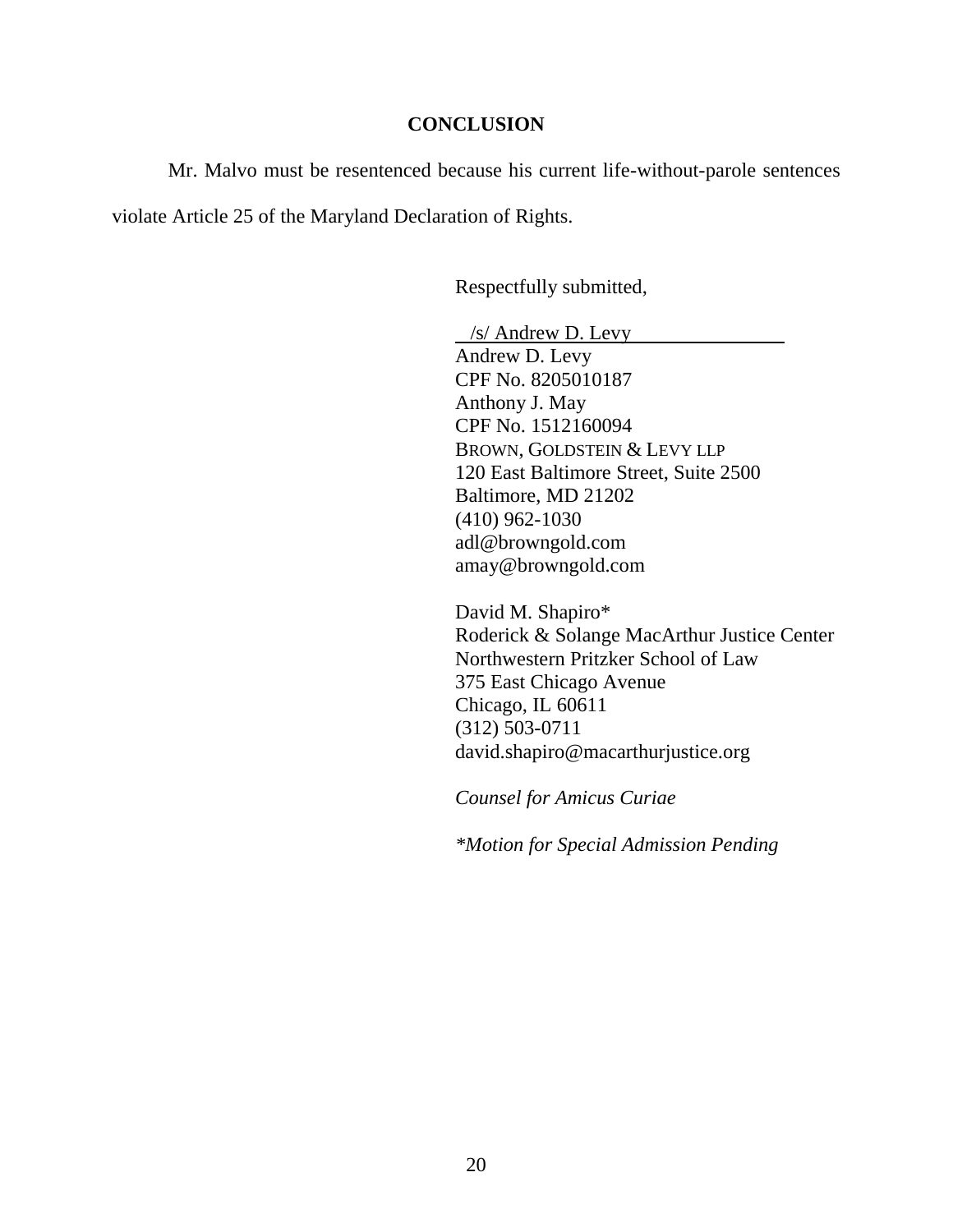## CONCLUSION

Mr. Malvo must be resentenced because his current life-without-parole sentences violate Article 25 of the Maryland Declaration of Rights.

Respectfully submitted,

/s/ Andrew D. Levy
Andrew D. Levy
CPF No. 8205010187
Anthony J. May
CPF No. 1512160094
BROWN, GOLDSTEIN & LEVY LLP
120 East Baltimore Street, Suite 2500
Baltimore, MD 21202
(410) 962-1030
adl@browngold.com
amay@browngold.com

David M. Shapiro*
Roderick & Solange MacArthur Justice Center
Northwestern Pritzker School of Law
375 East Chicago Avenue
Chicago, IL 60611
(312) 503-0711
david.shapiro@macarthurjustice.org

*Counsel for Amicus Curiae*

*\*Motion for Special Admission Pending*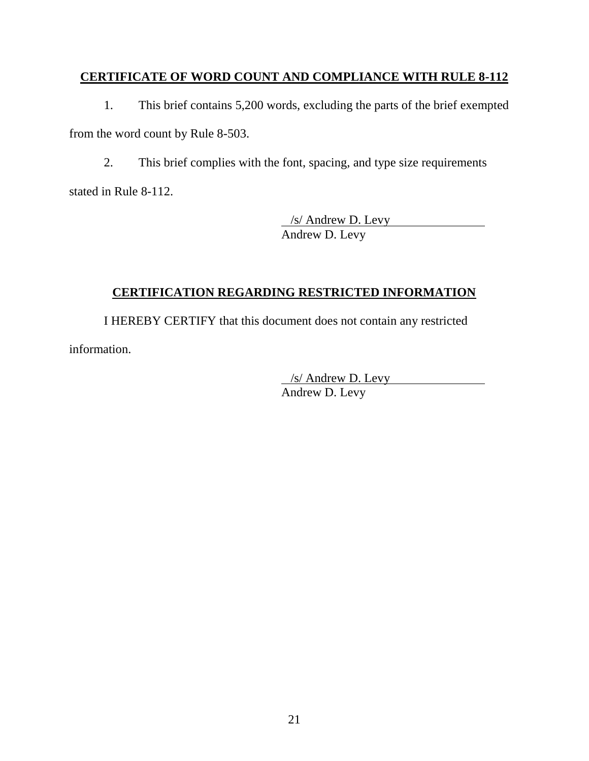**CERTIFICATE OF WORD COUNT AND COMPLIANCE WITH RULE 8-112**

1. This brief contains 5,200 words, excluding the parts of the brief exempted from the word count by Rule 8-503.

2. This brief complies with the font, spacing, and type size requirements stated in Rule 8-112.

/s/ Andrew D. Levy
Andrew D. Levy

**CERTIFICATION REGARDING RESTRICTED INFORMATION**

I HEREBY CERTIFY that this document does not contain any restricted information.

/s/ Andrew D. Levy
Andrew D. Levy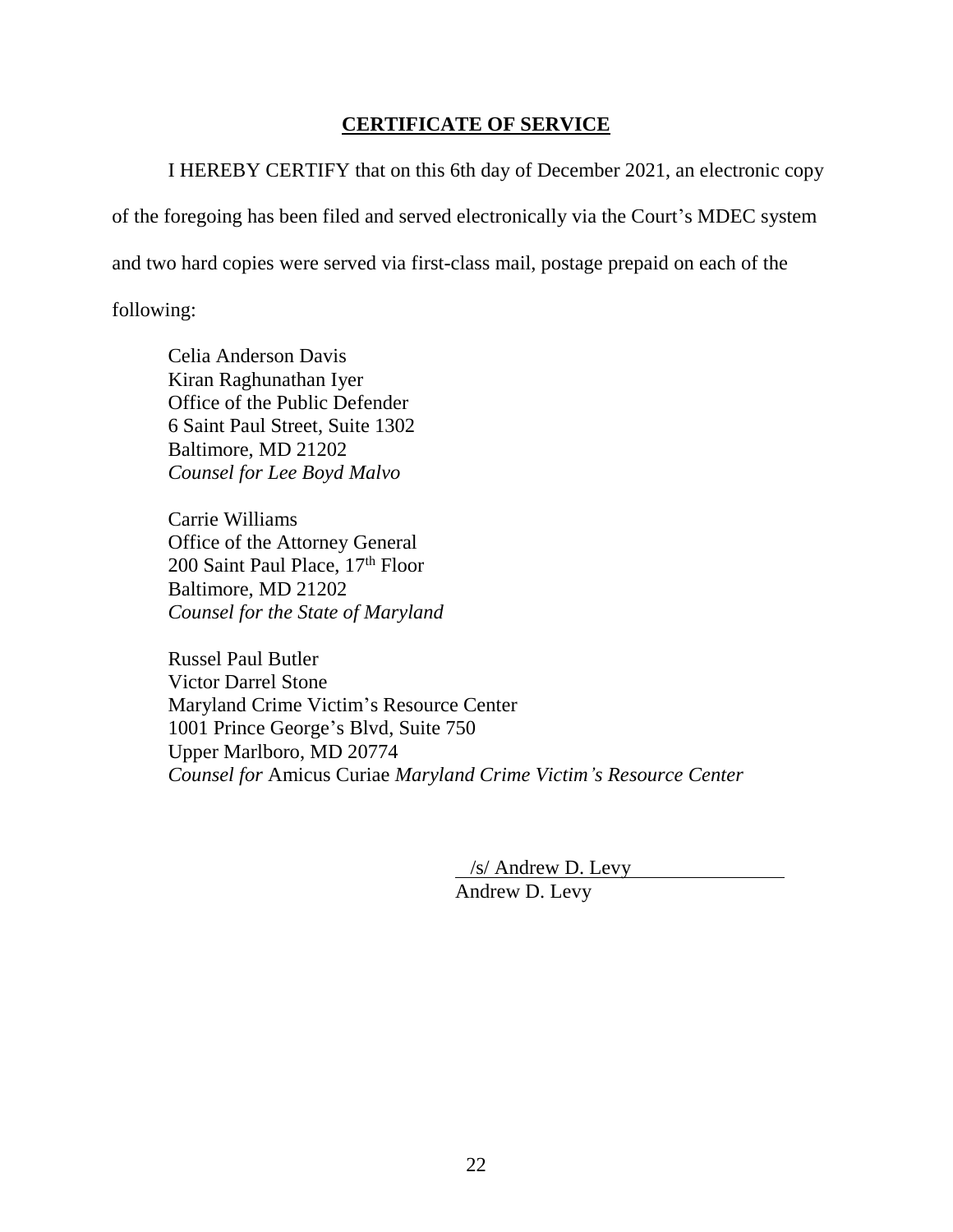## CERTIFICATE OF SERVICE

I HEREBY CERTIFY that on this 6th day of December 2021, an electronic copy of the foregoing has been filed and served electronically via the Court's MDEC system and two hard copies were served via first-class mail, postage prepaid on each of the following:

Celia Anderson Davis
Kiran Raghunathan Iyer
Office of the Public Defender
6 Saint Paul Street, Suite 1302
Baltimore, MD 21202
*Counsel for Lee Boyd Malvo*

Carrie Williams
Office of the Attorney General
200 Saint Paul Place, 17th Floor
Baltimore, MD 21202
*Counsel for the State of Maryland*

Russel Paul Butler
Victor Darrel Stone
Maryland Crime Victim's Resource Center
1001 Prince George's Blvd, Suite 750
Upper Marlboro, MD 20774
*Counsel for* Amicus Curiae *Maryland Crime Victim's Resource Center*

/s/ Andrew D. Levy
Andrew D. Levy